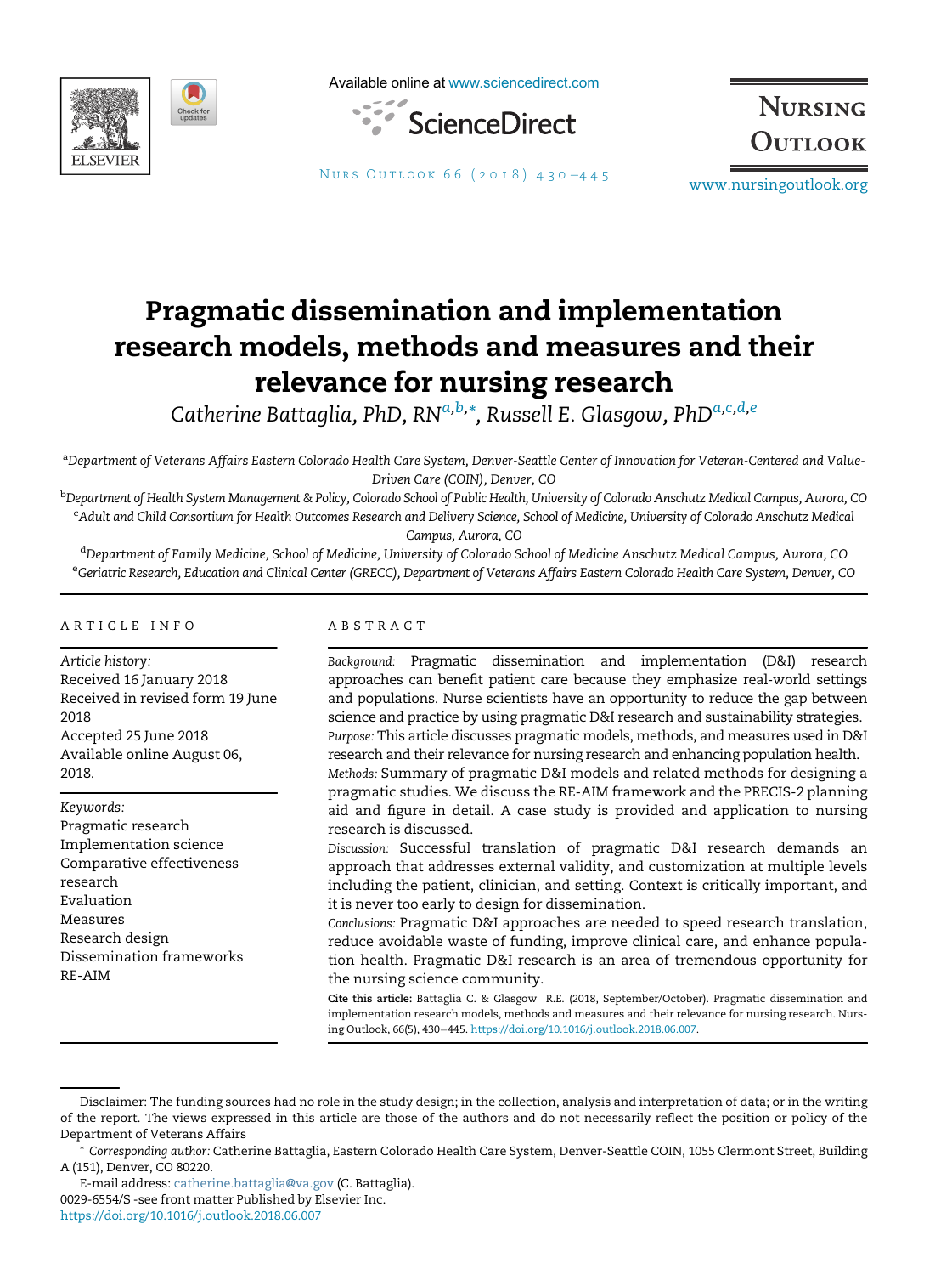# Pragmatic dissemination and implementation research models, methods and measures and their relevance for nursing research

*Catherine Battaglia, PhD, RN*[a,b,*], *Russell E. Glasgow, PhD*[a,c,d,e]

[a]Department of Veterans Affairs Eastern Colorado Health Care System, Denver-Seattle Center of Innovation for Veteran-Centered and Value-Driven Care (COIN), Denver, CO

[b]Department of Health System Management & Policy, Colorado School of Public Health, University of Colorado Anschutz Medical Campus, Aurora, CO

[c]Adult and Child Consortium for Health Outcomes Research and Delivery Science, School of Medicine, University of Colorado Anschutz Medical Campus, Aurora, CO

[d]Department of Family Medicine, School of Medicine, University of Colorado School of Medicine Anschutz Medical Campus, Aurora, CO

[e]Geriatric Research, Education and Clinical Center (GRECC), Department of Veterans Affairs Eastern Colorado Health Care System, Denver, CO

## ARTICLE INFO

*Article history:*
Received 16 January 2018
Received in revised form 19 June 2018
Accepted 25 June 2018
Available online August 06, 2018.

*Keywords:*
Pragmatic research
Implementation science
Comparative effectiveness research
Evaluation
Measures
Research design
Dissemination frameworks
RE-AIM

## ABSTRACT

*Background:* Pragmatic dissemination and implementation (D&I) research approaches can benefit patient care because they emphasize real-world settings and populations. Nurse scientists have an opportunity to reduce the gap between science and practice by using pragmatic D&I research and sustainability strategies.

*Purpose:* This article discusses pragmatic models, methods, and measures used in D&I research and their relevance for nursing research and enhancing population health.

*Methods:* Summary of pragmatic D&I models and related methods for designing a pragmatic studies. We discuss the RE-AIM framework and the PRECIS-2 planning aid and figure in detail. A case study is provided and application to nursing research is discussed.

*Discussion:* Successful translation of pragmatic D&I research demands an approach that addresses external validity, and customization at multiple levels including the patient, clinician, and setting. Context is critically important, and it is never too early to design for dissemination.

*Conclusions:* Pragmatic D&I approaches are needed to speed research translation, reduce avoidable waste of funding, improve clinical care, and enhance population health. Pragmatic D&I research is an area of tremendous opportunity for the nursing science community.

**Cite this article:** Battaglia C. & Glasgow R.E. (2018, September/October). Pragmatic dissemination and implementation research models, methods and measures and their relevance for nursing research. Nursing Outlook, 66(5), 430–445. https://doi.org/10.1016/j.outlook.2018.06.007.

---

Disclaimer: The funding sources had no role in the study design; in the collection, analysis and interpretation of data; or in the writing of the report. The views expressed in this article are those of the authors and do not necessarily reflect the position or policy of the Department of Veterans Affairs

* *Corresponding author:* Catherine Battaglia, Eastern Colorado Health Care System, Denver-Seattle COIN, 1055 Clermont Street, Building A (151), Denver, CO 80220.

E-mail address: catherine.battaglia@va.gov (C. Battaglia).

0029-6554/$ -see front matter Published by Elsevier Inc.

https://doi.org/10.1016/j.outlook.2018.06.007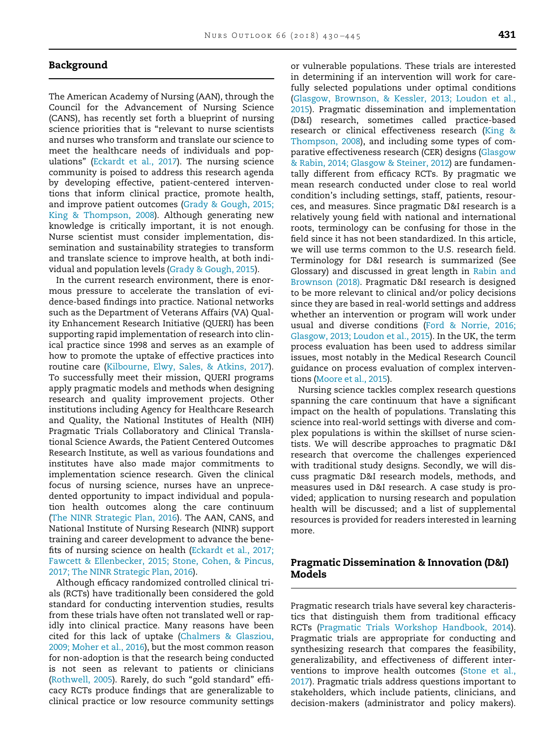## Background

The American Academy of Nursing (AAN), through the Council for the Advancement of Nursing Science (CANS), has recently set forth a blueprint of nursing science priorities that is "relevant to nurse scientists and nurses who transform and translate our science to meet the healthcare needs of individuals and populations" (Eckardt et al., 2017). The nursing science community is poised to address this research agenda by developing effective, patient-centered interventions that inform clinical practice, promote health, and improve patient outcomes (Grady & Gough, 2015; King & Thompson, 2008). Although generating new knowledge is critically important, it is not enough. Nurse scientist must consider implementation, dissemination and sustainability strategies to transform and translate science to improve health, at both individual and population levels (Grady & Gough, 2015).

In the current research environment, there is enormous pressure to accelerate the translation of evidence-based findings into practice. National networks such as the Department of Veterans Affairs (VA) Quality Enhancement Research Initiative (QUERI) has been supporting rapid implementation of research into clinical practice since 1998 and serves as an example of how to promote the uptake of effective practices into routine care (Kilbourne, Elwy, Sales, & Atkins, 2017). To successfully meet their mission, QUERI programs apply pragmatic models and methods when designing research and quality improvement projects. Other institutions including Agency for Healthcare Research and Quality, the National Institutes of Health (NIH) Pragmatic Trials Collaboratory and Clinical Translational Science Awards, the Patient Centered Outcomes Research Institute, as well as various foundations and institutes have also made major commitments to implementation science research. Given the clinical focus of nursing science, nurses have an unprecedented opportunity to impact individual and population health outcomes along the care continuum (The NINR Strategic Plan, 2016). The AAN, CANS, and National Institute of Nursing Research (NINR) support training and career development to advance the benefits of nursing science on health (Eckardt et al., 2017; Fawcett & Ellenbecker, 2015; Stone, Cohen, & Pincus, 2017; The NINR Strategic Plan, 2016).

Although efficacy randomized controlled clinical trials (RCTs) have traditionally been considered the gold standard for conducting intervention studies, results from these trials have often not translated well or rapidly into clinical practice. Many reasons have been cited for this lack of uptake (Chalmers & Glasziou, 2009; Moher et al., 2016), but the most common reason for non-adoption is that the research being conducted is not seen as relevant to patients or clinicians (Rothwell, 2005). Rarely, do such "gold standard" efficacy RCTs produce findings that are generalizable to clinical practice or low resource community settings or vulnerable populations. These trials are interested in determining if an intervention will work for carefully selected populations under optimal conditions (Glasgow, Brownson, & Kessler, 2013; Loudon et al., 2015). Pragmatic dissemination and implementation (D&I) research, sometimes called practice-based research or clinical effectiveness research (King & Thompson, 2008), and including some types of comparative effectiveness research (CER) designs (Glasgow & Rabin, 2014; Glasgow & Steiner, 2012) are fundamentally different from efficacy RCTs. By pragmatic we mean research conducted under close to real world condition's including settings, staff, patients, resources, and measures. Since pragmatic D&I research is a relatively young field with national and international roots, terminology can be confusing for those in the field since it has not been standardized. In this article, we will use terms common to the U.S. research field. Terminology for D&I research is summarized (See Glossary) and discussed in great length in Rabin and Brownson (2018). Pragmatic D&I research is designed to be more relevant to clinical and/or policy decisions since they are based in real-world settings and address whether an intervention or program will work under usual and diverse conditions (Ford & Norrie, 2016; Glasgow, 2013; Loudon et al., 2015). In the UK, the term process evaluation has been used to address similar issues, most notably in the Medical Research Council guidance on process evaluation of complex interventions (Moore et al., 2015).

Nursing science tackles complex research questions spanning the care continuum that have a significant impact on the health of populations. Translating this science into real-world settings with diverse and complex populations is within the skillset of nurse scientists. We will describe approaches to pragmatic D&I research that overcome the challenges experienced with traditional study designs. Secondly, we will discuss pragmatic D&I research models, methods, and measures used in D&I research. A case study is provided; application to nursing research and population health will be discussed; and a list of supplemental resources is provided for readers interested in learning more.

## Pragmatic Dissemination & Innovation (D&I) Models

Pragmatic research trials have several key characteristics that distinguish them from traditional efficacy RCTs (Pragmatic Trials Workshop Handbook, 2014). Pragmatic trials are appropriate for conducting and synthesizing research that compares the feasibility, generalizability, and effectiveness of different interventions to improve health outcomes (Stone et al., 2017). Pragmatic trials address questions important to stakeholders, which include patients, clinicians, and decision-makers (administrator and policy makers).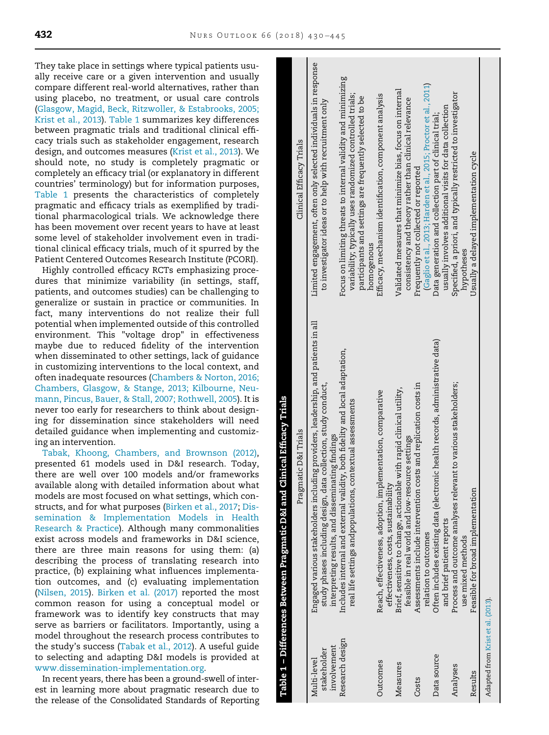They take place in settings where typical patients usually receive care or a given intervention and usually compare different real-world alternatives, rather than using placebo, no treatment, or usual care controls (Glasgow, Magid, Beck, Ritzwoller, & Estabrooks, 2005; Krist et al., 2013). Table 1 summarizes key differences between pragmatic trials and traditional clinical efficacy trials such as stakeholder engagement, research design, and outcomes measures (Krist et al., 2013). We should note, no study is completely pragmatic or completely an efficacy trial (or explanatory in different countries' terminology) but for information purposes, Table 1 presents the characteristics of completely pragmatic and efficacy trials as exemplified by traditional pharmacological trials. We acknowledge there has been movement over recent years to have at least some level of stakeholder involvement even in traditional clinical efficacy trials, much of it spurred by the Patient Centered Outcomes Research Institute (PCORI).

Highly controlled efficacy RCTs emphasizing procedures that minimize variability (in settings, staff, patients, and outcomes studies) can be challenging to generalize or sustain in practice or communities. In fact, many interventions do not realize their full potential when implemented outside of this controlled environment. This "voltage drop" in effectiveness maybe due to reduced fidelity of the intervention when disseminated to other settings, lack of guidance in customizing interventions to the local context, and often inadequate resources (Chambers & Norton, 2016; Chambers, Glasgow, & Stange, 2013; Kilbourne, Neumann, Pincus, Bauer, & Stall, 2007; Rothwell, 2005). It is never too early for researchers to think about designing for dissemination since stakeholders will need detailed guidance when implementing and customizing an intervention.

Tabak, Khoong, Chambers, and Brownson (2012), presented 61 models used in D&I research. Today, there are well over 100 models and/or frameworks available along with detailed information about what models are most focused on what settings, which constructs, and for what purposes (Birken et al., 2017; Dissemination & Implementation Models in Health Research & Practice). Although many commonalities exist across models and frameworks in D&I science, there are three main reasons for using them: (a) describing the process of translating research into practice, (b) explaining what influences implementation outcomes, and (c) evaluating implementation (Nilsen, 2015). Birken et al. (2017) reported the most common reason for using a conceptual model or framework was to identify key constructs that may serve as barriers or facilitators. Importantly, using a model throughout the research process contributes to the study's success (Tabak et al., 2012). A useful guide to selecting and adapting D&I models is provided at www.dissemination-implementation.org.

In recent years, there has been a ground-swell of interest in learning more about pragmatic research due to the release of the Consolidated Standards of Reporting

**Table 1 – Differences Between Pragmatic D&I and Clinical Efficacy Trials**

| | Pragmatic D&I Trials | Clinical Efficacy Trials |
|---|---|---|
| Multi-level stakeholder involvement | Engaged various stakeholders including providers, leadership, and patients in all study phases including design, data collection, study conduct, interpreting results, and disseminating findings | Limited engagement, often only selected individuals in response to investigator ideas or to help with recruitment only |
| Research design | Includes internal and external validity, both fidelity and local adaptation, real life settings andpopulations, contextual assessments | Focus on limiting threats to internal validity and minimizing variability; typically uses randomized controlled trials; participants and settings are frequently selected to be homogenous |
| Outcomes | Reach, effectiveness, adoption, implementation, comparative effectiveness, costs, sustainability | Efficacy, mechanism identification, component analysis |
| Measures | Brief, sensitive to change, actionable with rapid clinical utility, feasible in real world and low-resource settings | Validated measures that minimize bias, focus on internal consistency and theory rather than clinical relevance |
| Costs | Assessments include intervention costs and replication costs in relation to outcomes | Frequently not collected or reported (Gaglio et al., 2013; Harden et al., 2015; Proctor et al., 2011) |
| Data source | Often includes existing data (electronic health records, administrative data) and brief patient reports | Data generation and collection part of clinical trial; usually involves additional visits for data collection |
| Analyses | Process and outcome analyses relevant to various stakeholders; use mixed methods | Specified, a priori, and typically restricted to investigator hypotheses |
| Results | Feasible for broad implementation | Usually a delayed implementation cycle |

Adapted from Krist et al. (2013).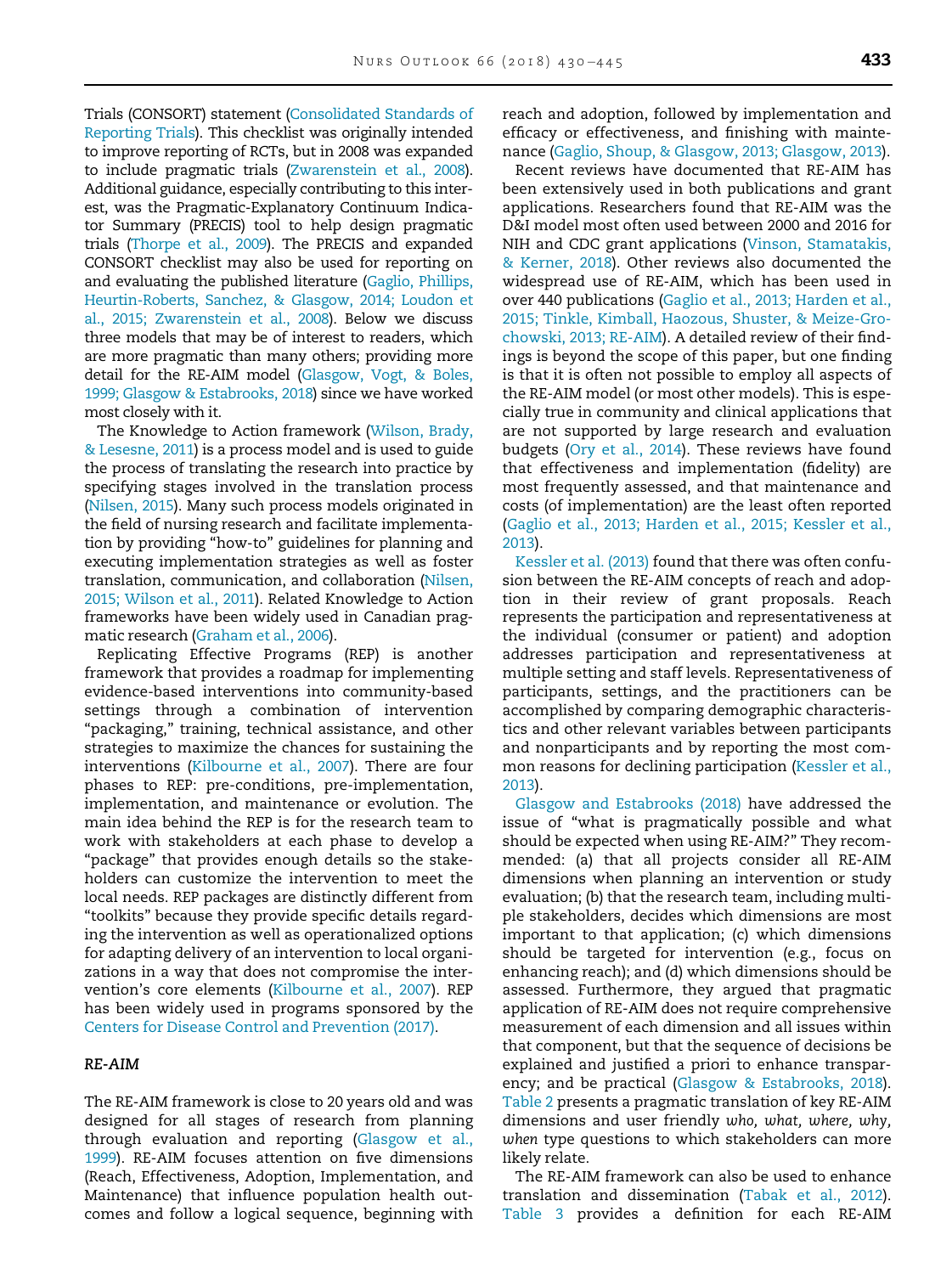Trials (CONSORT) statement (Consolidated Standards of Reporting Trials). This checklist was originally intended to improve reporting of RCTs, but in 2008 was expanded to include pragmatic trials (Zwarenstein et al., 2008). Additional guidance, especially contributing to this interest, was the Pragmatic-Explanatory Continuum Indicator Summary (PRECIS) tool to help design pragmatic trials (Thorpe et al., 2009). The PRECIS and expanded CONSORT checklist may also be used for reporting on and evaluating the published literature (Gaglio, Phillips, Heurtin-Roberts, Sanchez, & Glasgow, 2014; Loudon et al., 2015; Zwarenstein et al., 2008). Below we discuss three models that may be of interest to readers, which are more pragmatic than many others; providing more detail for the RE-AIM model (Glasgow, Vogt, & Boles, 1999; Glasgow & Estabrooks, 2018) since we have worked most closely with it.

The Knowledge to Action framework (Wilson, Brady, & Lesesne, 2011) is a process model and is used to guide the process of translating the research into practice by specifying stages involved in the translation process (Nilsen, 2015). Many such process models originated in the field of nursing research and facilitate implementation by providing "how-to" guidelines for planning and executing implementation strategies as well as foster translation, communication, and collaboration (Nilsen, 2015; Wilson et al., 2011). Related Knowledge to Action frameworks have been widely used in Canadian pragmatic research (Graham et al., 2006).

Replicating Effective Programs (REP) is another framework that provides a roadmap for implementing evidence-based interventions into community-based settings through a combination of intervention "packaging," training, technical assistance, and other strategies to maximize the chances for sustaining the interventions (Kilbourne et al., 2007). There are four phases to REP: pre-conditions, pre-implementation, implementation, and maintenance or evolution. The main idea behind the REP is for the research team to work with stakeholders at each phase to develop a "package" that provides enough details so the stakeholders can customize the intervention to meet the local needs. REP packages are distinctly different from "toolkits" because they provide specific details regarding the intervention as well as operationalized options for adapting delivery of an intervention to local organizations in a way that does not compromise the intervention's core elements (Kilbourne et al., 2007). REP has been widely used in programs sponsored by the Centers for Disease Control and Prevention (2017).

### *RE-AIM*

The RE-AIM framework is close to 20 years old and was designed for all stages of research from planning through evaluation and reporting (Glasgow et al., 1999). RE-AIM focuses attention on five dimensions (Reach, Effectiveness, Adoption, Implementation, and Maintenance) that influence population health outcomes and follow a logical sequence, beginning with reach and adoption, followed by implementation and efficacy or effectiveness, and finishing with maintenance (Gaglio, Shoup, & Glasgow, 2013; Glasgow, 2013).

Recent reviews have documented that RE-AIM has been extensively used in both publications and grant applications. Researchers found that RE-AIM was the D&I model most often used between 2000 and 2016 for NIH and CDC grant applications (Vinson, Stamatakis, & Kerner, 2018). Other reviews also documented the widespread use of RE-AIM, which has been used in over 440 publications (Gaglio et al., 2013; Harden et al., 2015; Tinkle, Kimball, Haozous, Shuster, & Meize-Grochowski, 2013; RE-AIM). A detailed review of their findings is beyond the scope of this paper, but one finding is that it is often not possible to employ all aspects of the RE-AIM model (or most other models). This is especially true in community and clinical applications that are not supported by large research and evaluation budgets (Ory et al., 2014). These reviews have found that effectiveness and implementation (fidelity) are most frequently assessed, and that maintenance and costs (of implementation) are the least often reported (Gaglio et al., 2013; Harden et al., 2015; Kessler et al., 2013).

Kessler et al. (2013) found that there was often confusion between the RE-AIM concepts of reach and adoption in their review of grant proposals. Reach represents the participation and representativeness at the individual (consumer or patient) and adoption addresses participation and representativeness at multiple setting and staff levels. Representativeness of participants, settings, and the practitioners can be accomplished by comparing demographic characteristics and other relevant variables between participants and nonparticipants and by reporting the most common reasons for declining participation (Kessler et al., 2013).

Glasgow and Estabrooks (2018) have addressed the issue of "what is pragmatically possible and what should be expected when using RE-AIM?" They recommended: (a) that all projects consider all RE-AIM dimensions when planning an intervention or study evaluation; (b) that the research team, including multiple stakeholders, decides which dimensions are most important to that application; (c) which dimensions should be targeted for intervention (e.g., focus on enhancing reach); and (d) which dimensions should be assessed. Furthermore, they argued that pragmatic application of RE-AIM does not require comprehensive measurement of each dimension and all issues within that component, but that the sequence of decisions be explained and justified a priori to enhance transparency; and be practical (Glasgow & Estabrooks, 2018). Table 2 presents a pragmatic translation of key RE-AIM dimensions and user friendly *who, what, where, why, when* type questions to which stakeholders can more likely relate.

The RE-AIM framework can also be used to enhance translation and dissemination (Tabak et al., 2012). Table 3 provides a definition for each RE-AIM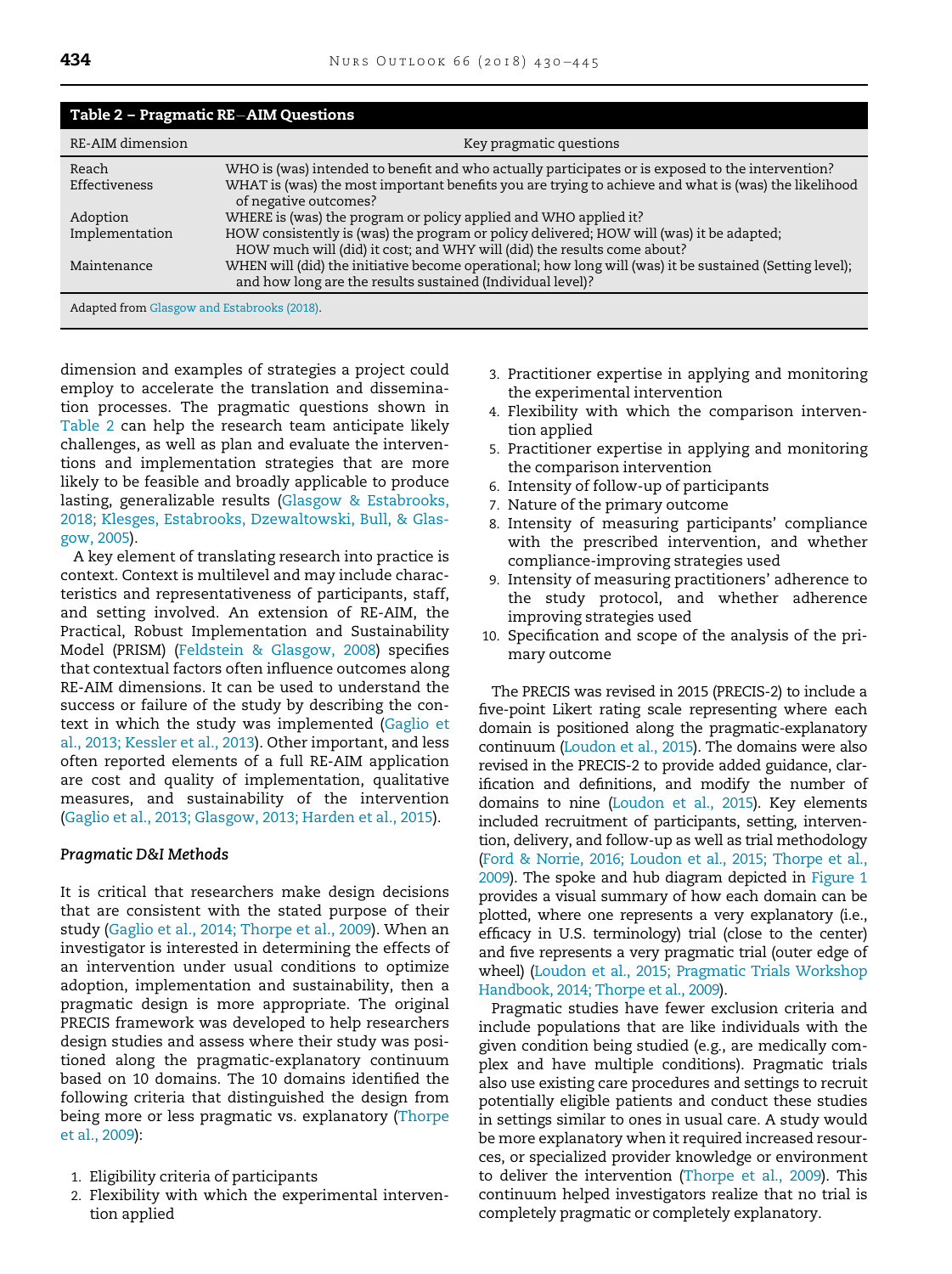**Table 2 – Pragmatic RE–AIM Questions**

| RE-AIM dimension | Key pragmatic questions |
| --- | --- |
| Reach | WHO is (was) intended to benefit and who actually participates or is exposed to the intervention? |
| Effectiveness | WHAT is (was) the most important benefits you are trying to achieve and what is (was) the likelihood of negative outcomes? |
| Adoption | WHERE is (was) the program or policy applied and WHO applied it? |
| Implementation | HOW consistently is (was) the program or policy delivered; HOW will (was) it be adapted; HOW much will (did) it cost; and WHY will (did) the results come about? |
| Maintenance | WHEN will (did) the initiative become operational; how long will (was) it be sustained (Setting level); and how long are the results sustained (Individual level)? |

Adapted from Glasgow and Estabrooks (2018).

dimension and examples of strategies a project could employ to accelerate the translation and dissemination processes. The pragmatic questions shown in Table 2 can help the research team anticipate likely challenges, as well as plan and evaluate the interventions and implementation strategies that are more likely to be feasible and broadly applicable to produce lasting, generalizable results (Glasgow & Estabrooks, 2018; Klesges, Estabrooks, Dzewaltowski, Bull, & Glasgow, 2005).

A key element of translating research into practice is context. Context is multilevel and may include characteristics and representativeness of participants, staff, and setting involved. An extension of RE-AIM, the Practical, Robust Implementation and Sustainability Model (PRISM) (Feldstein & Glasgow, 2008) specifies that contextual factors often influence outcomes along RE-AIM dimensions. It can be used to understand the success or failure of the study by describing the context in which the study was implemented (Gaglio et al., 2013; Kessler et al., 2013). Other important, and less often reported elements of a full RE-AIM application are cost and quality of implementation, qualitative measures, and sustainability of the intervention (Gaglio et al., 2013; Glasgow, 2013; Harden et al., 2015).

*Pragmatic D&I Methods*

It is critical that researchers make design decisions that are consistent with the stated purpose of their study (Gaglio et al., 2014; Thorpe et al., 2009). When an investigator is interested in determining the effects of an intervention under usual conditions to optimize adoption, implementation and sustainability, then a pragmatic design is more appropriate. The original PRECIS framework was developed to help researchers design studies and assess where their study was positioned along the pragmatic-explanatory continuum based on 10 domains. The 10 domains identified the following criteria that distinguished the design from being more or less pragmatic vs. explanatory (Thorpe et al., 2009):

1. Eligibility criteria of participants
2. Flexibility with which the experimental intervention applied
3. Practitioner expertise in applying and monitoring the experimental intervention
4. Flexibility with which the comparison intervention applied
5. Practitioner expertise in applying and monitoring the comparison intervention
6. Intensity of follow-up of participants
7. Nature of the primary outcome
8. Intensity of measuring participants' compliance with the prescribed intervention, and whether compliance-improving strategies used
9. Intensity of measuring practitioners' adherence to the study protocol, and whether adherence improving strategies used
10. Specification and scope of the analysis of the primary outcome

The PRECIS was revised in 2015 (PRECIS-2) to include a five-point Likert rating scale representing where each domain is positioned along the pragmatic-explanatory continuum (Loudon et al., 2015). The domains were also revised in the PRECIS-2 to provide added guidance, clarification and definitions, and modify the number of domains to nine (Loudon et al., 2015). Key elements included recruitment of participants, setting, intervention, delivery, and follow-up as well as trial methodology (Ford & Norrie, 2016; Loudon et al., 2015; Thorpe et al., 2009). The spoke and hub diagram depicted in Figure 1 provides a visual summary of how each domain can be plotted, where one represents a very explanatory (i.e., efficacy in U.S. terminology) trial (close to the center) and five represents a very pragmatic trial (outer edge of wheel) (Loudon et al., 2015; Pragmatic Trials Workshop Handbook, 2014; Thorpe et al., 2009).

Pragmatic studies have fewer exclusion criteria and include populations that are like individuals with the given condition being studied (e.g., are medically complex and have multiple conditions). Pragmatic trials also use existing care procedures and settings to recruit potentially eligible patients and conduct these studies in settings similar to ones in usual care. A study would be more explanatory when it required increased resources, or specialized provider knowledge or environment to deliver the intervention (Thorpe et al., 2009). This continuum helped investigators realize that no trial is completely pragmatic or completely explanatory.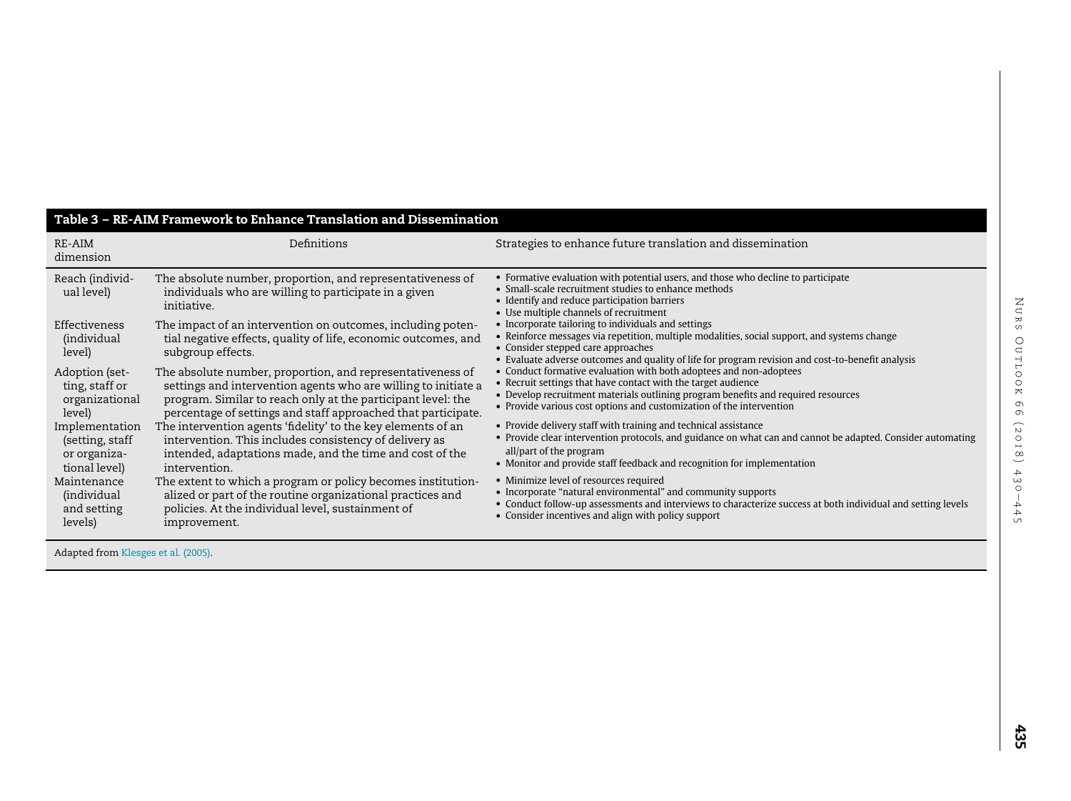**Table 3 – RE-AIM Framework to Enhance Translation and Dissemination**

| RE-AIM dimension | Definitions | Strategies to enhance future translation and dissemination |
| --- | --- | --- |
| Reach (individual level) | The absolute number, proportion, and representativeness of individuals who are willing to participate in a given initiative. | • Formative evaluation with potential users, and those who decline to participate<br>• Small-scale recruitment studies to enhance methods<br>• Identify and reduce participation barriers<br>• Use multiple channels of recruitment |
| Effectiveness (individual level) | The impact of an intervention on outcomes, including potential negative effects, quality of life, economic outcomes, and subgroup effects. | • Incorporate tailoring to individuals and settings<br>• Reinforce messages via repetition, multiple modalities, social support, and systems change<br>• Consider stepped care approaches<br>• Evaluate adverse outcomes and quality of life for program revision and cost-to-benefit analysis |
| Adoption (setting, staff or organizational level) | The absolute number, proportion, and representativeness of settings and intervention agents who are willing to initiate a program. Similar to reach only at the participant level: the percentage of settings and staff approached that participate. | • Conduct formative evaluation with both adoptees and non-adoptees<br>• Recruit settings that have contact with the target audience<br>• Develop recruitment materials outlining program benefits and required resources<br>• Provide various cost options and customization of the intervention |
| Implementation (setting, staff or organizational level) | The intervention agents 'fidelity' to the key elements of an intervention. This includes consistency of delivery as intended, adaptations made, and the time and cost of the intervention. | • Provide delivery staff with training and technical assistance<br>• Provide clear intervention protocols, and guidance on what can and cannot be adapted. Consider automating all/part of the program<br>• Monitor and provide staff feedback and recognition for implementation |
| Maintenance (individual and setting levels) | The extent to which a program or policy becomes institutionalized or part of the routine organizational practices and policies. At the individual level, sustainment of improvement. | • Minimize level of resources required<br>• Incorporate "natural environmental" and community supports<br>• Conduct follow-up assessments and interviews to characterize success at both individual and setting levels<br>• Consider incentives and align with policy support |

Adapted from Klesges et al. (2005).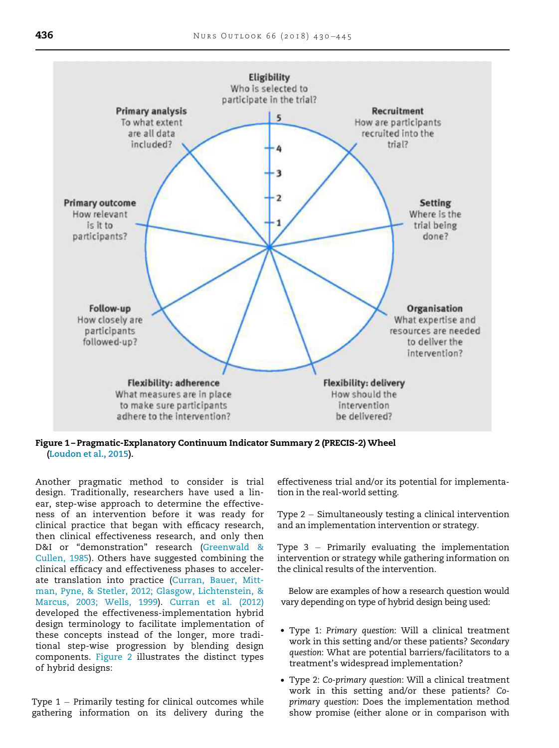Figure 1 – Pragmatic-Explanatory Continuum Indicator Summary 2 (PRECIS-2) Wheel (Loudon et al., 2015).

Another pragmatic method to consider is trial design. Traditionally, researchers have used a linear, step-wise approach to determine the effectiveness of an intervention before it was ready for clinical practice that began with efficacy research, then clinical effectiveness research, and only then D&I or "demonstration" research (Greenwald & Cullen, 1985). Others have suggested combining the clinical efficacy and effectiveness phases to accelerate translation into practice (Curran, Bauer, Mittman, Pyne, & Stetler, 2012; Glasgow, Lichtenstein, & Marcus, 2003; Wells, 1999). Curran et al. (2012) developed the effectiveness-implementation hybrid design terminology to facilitate implementation of these concepts instead of the longer, more traditional step-wise progression by blending design components. Figure 2 illustrates the distinct types of hybrid designs:

Type 1 – Primarily testing for clinical outcomes while gathering information on its delivery during the effectiveness trial and/or its potential for implementation in the real-world setting.

Type 2 – Simultaneously testing a clinical intervention and an implementation intervention or strategy.

Type 3 – Primarily evaluating the implementation intervention or strategy while gathering information on the clinical results of the intervention.

Below are examples of how a research question would vary depending on type of hybrid design being used:

- Type 1: *Primary question*: Will a clinical treatment work in this setting and/or these patients? *Secondary question*: What are potential barriers/facilitators to a treatment's widespread implementation?
- Type 2: *Co-primary question*: Will a clinical treatment work in this setting and/or these patients? *Co-primary question*: Does the implementation method show promise (either alone or in comparison with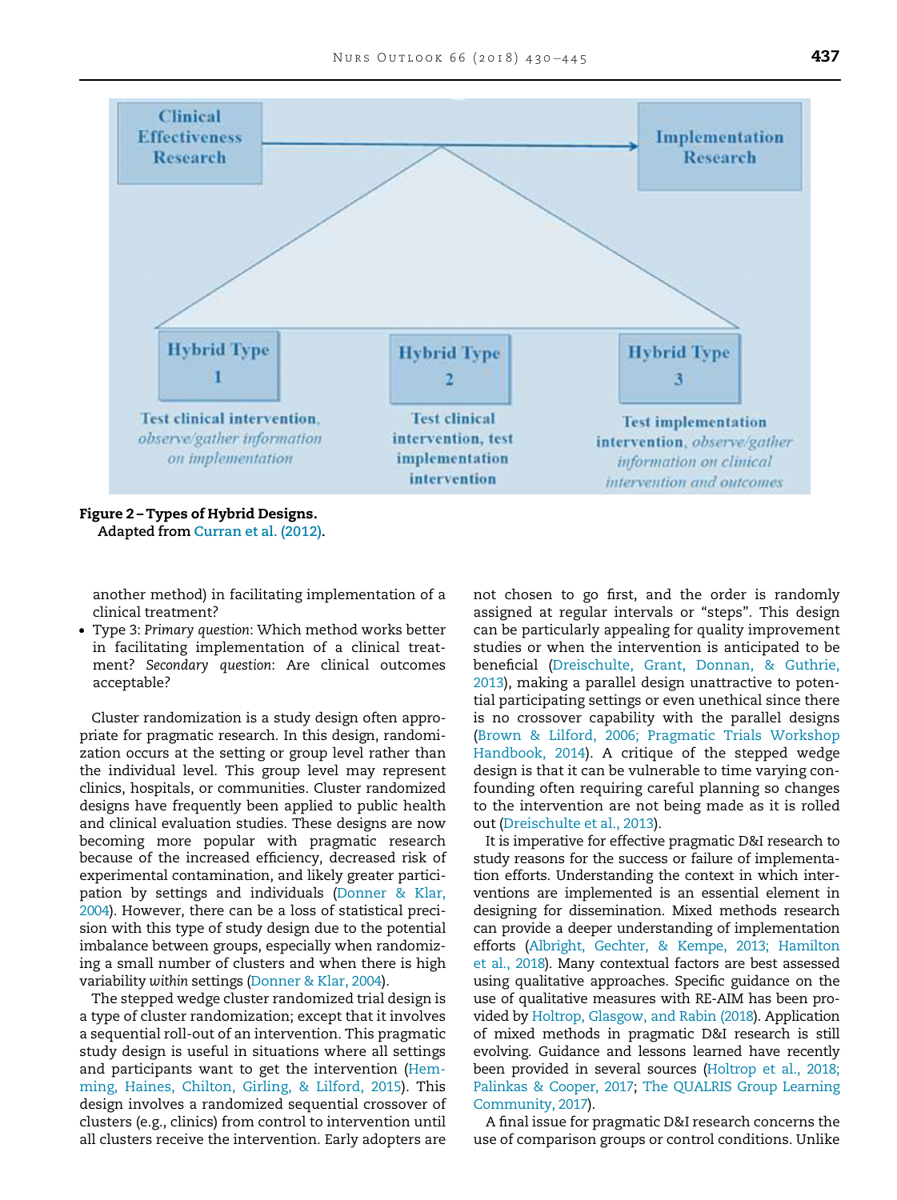Clinical Effectiveness Research → Implementation Research

Hybrid Type 1: **Test clinical intervention**, *observe/gather information on implementation*

Hybrid Type 2: **Test clinical intervention, test implementation intervention**

Hybrid Type 3: **Test implementation intervention**, *observe/gather information on clinical intervention and outcomes*

**Figure 2 – Types of Hybrid Designs.**
Adapted from Curran et al. (2012).

another method) in facilitating implementation of a clinical treatment?

- Type 3: *Primary question*: Which method works better in facilitating implementation of a clinical treatment? *Secondary question*: Are clinical outcomes acceptable?

Cluster randomization is a study design often appropriate for pragmatic research. In this design, randomization occurs at the setting or group level rather than the individual level. This group level may represent clinics, hospitals, or communities. Cluster randomized designs have frequently been applied to public health and clinical evaluation studies. These designs are now becoming more popular with pragmatic research because of the increased efficiency, decreased risk of experimental contamination, and likely greater participation by settings and individuals (Donner & Klar, 2004). However, there can be a loss of statistical precision with this type of study design due to the potential imbalance between groups, especially when randomizing a small number of clusters and when there is high variability *within* settings (Donner & Klar, 2004).

The stepped wedge cluster randomized trial design is a type of cluster randomization; except that it involves a sequential roll-out of an intervention. This pragmatic study design is useful in situations where all settings and participants want to get the intervention (Hemming, Haines, Chilton, Girling, & Lilford, 2015). This design involves a randomized sequential crossover of clusters (e.g., clinics) from control to intervention until all clusters receive the intervention. Early adopters are not chosen to go first, and the order is randomly assigned at regular intervals or "steps". This design can be particularly appealing for quality improvement studies or when the intervention is anticipated to be beneficial (Dreischulte, Grant, Donnan, & Guthrie, 2013), making a parallel design unattractive to potential participating settings or even unethical since there is no crossover capability with the parallel designs (Brown & Lilford, 2006; Pragmatic Trials Workshop Handbook, 2014). A critique of the stepped wedge design is that it can be vulnerable to time varying confounding often requiring careful planning so changes to the intervention are not being made as it is rolled out (Dreischulte et al., 2013).

It is imperative for effective pragmatic D&I research to study reasons for the success or failure of implementation efforts. Understanding the context in which interventions are implemented is an essential element in designing for dissemination. Mixed methods research can provide a deeper understanding of implementation efforts (Albright, Gechter, & Kempe, 2013; Hamilton et al., 2018). Many contextual factors are best assessed using qualitative approaches. Specific guidance on the use of qualitative measures with RE-AIM has been provided by Holtrop, Glasgow, and Rabin (2018). Application of mixed methods in pragmatic D&I research is still evolving. Guidance and lessons learned have recently been provided in several sources (Holtrop et al., 2018; Palinkas & Cooper, 2017; The QUALRIS Group Learning Community, 2017).

A final issue for pragmatic D&I research concerns the use of comparison groups or control conditions. Unlike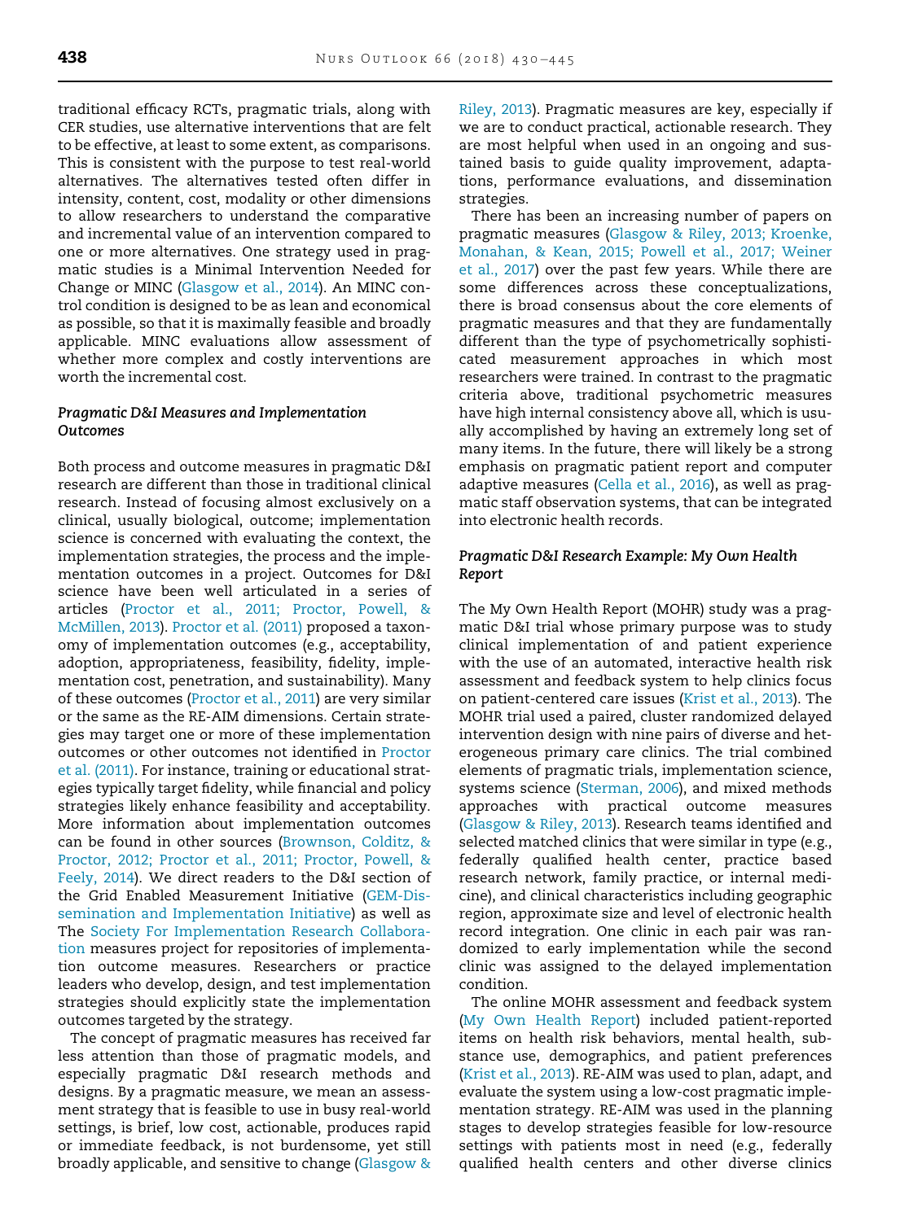traditional efficacy RCTs, pragmatic trials, along with CER studies, use alternative interventions that are felt to be effective, at least to some extent, as comparisons. This is consistent with the purpose to test real-world alternatives. The alternatives tested often differ in intensity, content, cost, modality or other dimensions to allow researchers to understand the comparative and incremental value of an intervention compared to one or more alternatives. One strategy used in pragmatic studies is a Minimal Intervention Needed for Change or MINC (Glasgow et al., 2014). An MINC control condition is designed to be as lean and economical as possible, so that it is maximally feasible and broadly applicable. MINC evaluations allow assessment of whether more complex and costly interventions are worth the incremental cost.

### *Pragmatic D&I Measures and Implementation Outcomes*

Both process and outcome measures in pragmatic D&I research are different than those in traditional clinical research. Instead of focusing almost exclusively on a clinical, usually biological, outcome; implementation science is concerned with evaluating the context, the implementation strategies, the process and the implementation outcomes in a project. Outcomes for D&I science have been well articulated in a series of articles (Proctor et al., 2011; Proctor, Powell, & McMillen, 2013). Proctor et al. (2011) proposed a taxonomy of implementation outcomes (e.g., acceptability, adoption, appropriateness, feasibility, fidelity, implementation cost, penetration, and sustainability). Many of these outcomes (Proctor et al., 2011) are very similar or the same as the RE-AIM dimensions. Certain strategies may target one or more of these implementation outcomes or other outcomes not identified in Proctor et al. (2011). For instance, training or educational strategies typically target fidelity, while financial and policy strategies likely enhance feasibility and acceptability. More information about implementation outcomes can be found in other sources (Brownson, Colditz, & Proctor, 2012; Proctor et al., 2011; Proctor, Powell, & Feely, 2014). We direct readers to the D&I section of the Grid Enabled Measurement Initiative (GEM-Dissemination and Implementation Initiative) as well as The Society For Implementation Research Collaboration measures project for repositories of implementation outcome measures. Researchers or practice leaders who develop, design, and test implementation strategies should explicitly state the implementation outcomes targeted by the strategy.

The concept of pragmatic measures has received far less attention than those of pragmatic models, and especially pragmatic D&I research methods and designs. By a pragmatic measure, we mean an assessment strategy that is feasible to use in busy real-world settings, is brief, low cost, actionable, produces rapid or immediate feedback, is not burdensome, yet still broadly applicable, and sensitive to change (Glasgow & Riley, 2013). Pragmatic measures are key, especially if we are to conduct practical, actionable research. They are most helpful when used in an ongoing and sustained basis to guide quality improvement, adaptations, performance evaluations, and dissemination strategies.

There has been an increasing number of papers on pragmatic measures (Glasgow & Riley, 2013; Kroenke, Monahan, & Kean, 2015; Powell et al., 2017; Weiner et al., 2017) over the past few years. While there are some differences across these conceptualizations, there is broad consensus about the core elements of pragmatic measures and that they are fundamentally different than the type of psychometrically sophisticated measurement approaches in which most researchers were trained. In contrast to the pragmatic criteria above, traditional psychometric measures have high internal consistency above all, which is usually accomplished by having an extremely long set of many items. In the future, there will likely be a strong emphasis on pragmatic patient report and computer adaptive measures (Cella et al., 2016), as well as pragmatic staff observation systems, that can be integrated into electronic health records.

### *Pragmatic D&I Research Example: My Own Health Report*

The My Own Health Report (MOHR) study was a pragmatic D&I trial whose primary purpose was to study clinical implementation of and patient experience with the use of an automated, interactive health risk assessment and feedback system to help clinics focus on patient-centered care issues (Krist et al., 2013). The MOHR trial used a paired, cluster randomized delayed intervention design with nine pairs of diverse and heterogeneous primary care clinics. The trial combined elements of pragmatic trials, implementation science, systems science (Sterman, 2006), and mixed methods approaches with practical outcome measures (Glasgow & Riley, 2013). Research teams identified and selected matched clinics that were similar in type (e.g., federally qualified health center, practice based research network, family practice, or internal medicine), and clinical characteristics including geographic region, approximate size and level of electronic health record integration. One clinic in each pair was randomized to early implementation while the second clinic was assigned to the delayed implementation condition.

The online MOHR assessment and feedback system (My Own Health Report) included patient-reported items on health risk behaviors, mental health, substance use, demographics, and patient preferences (Krist et al., 2013). RE-AIM was used to plan, adapt, and evaluate the system using a low-cost pragmatic implementation strategy. RE-AIM was used in the planning stages to develop strategies feasible for low-resource settings with patients most in need (e.g., federally qualified health centers and other diverse clinics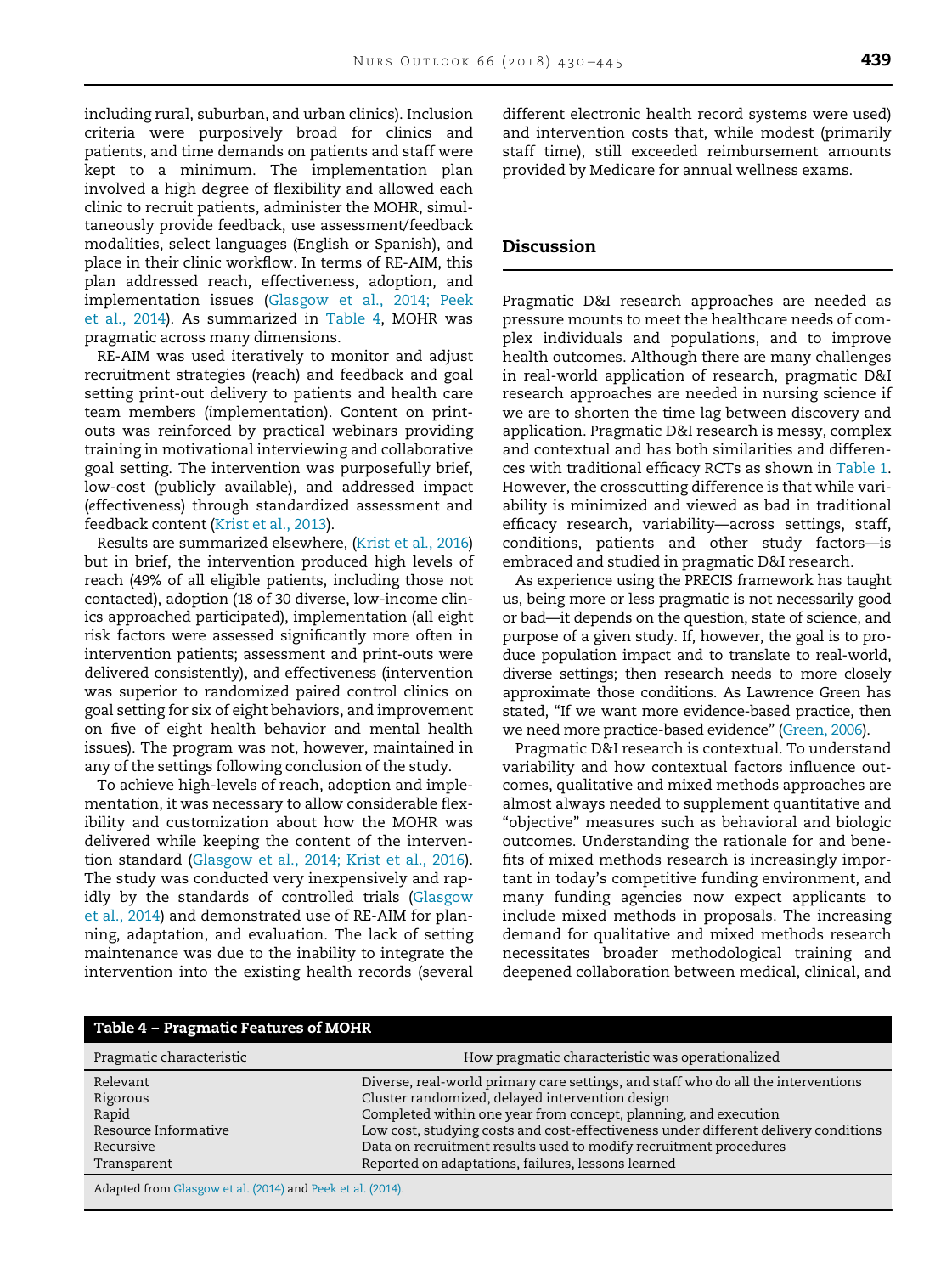including rural, suburban, and urban clinics). Inclusion criteria were purposively broad for clinics and patients, and time demands on patients and staff were kept to a minimum. The implementation plan involved a high degree of flexibility and allowed each clinic to recruit patients, administer the MOHR, simultaneously provide feedback, use assessment/feedback modalities, select languages (English or Spanish), and place in their clinic workflow. In terms of RE-AIM, this plan addressed reach, effectiveness, adoption, and implementation issues (Glasgow et al., 2014; Peek et al., 2014). As summarized in Table 4, MOHR was pragmatic across many dimensions.

RE-AIM was used iteratively to monitor and adjust recruitment strategies (reach) and feedback and goal setting print-out delivery to patients and health care team members (implementation). Content on printouts was reinforced by practical webinars providing training in motivational interviewing and collaborative goal setting. The intervention was purposefully brief, low-cost (publicly available), and addressed impact (effectiveness) through standardized assessment and feedback content (Krist et al., 2013).

Results are summarized elsewhere, (Krist et al., 2016) but in brief, the intervention produced high levels of reach (49% of all eligible patients, including those not contacted), adoption (18 of 30 diverse, low-income clinics approached participated), implementation (all eight risk factors were assessed significantly more often in intervention patients; assessment and print-outs were delivered consistently), and effectiveness (intervention was superior to randomized paired control clinics on goal setting for six of eight behaviors, and improvement on five of eight health behavior and mental health issues). The program was not, however, maintained in any of the settings following conclusion of the study.

To achieve high-levels of reach, adoption and implementation, it was necessary to allow considerable flexibility and customization about how the MOHR was delivered while keeping the content of the intervention standard (Glasgow et al., 2014; Krist et al., 2016). The study was conducted very inexpensively and rapidly by the standards of controlled trials (Glasgow et al., 2014) and demonstrated use of RE-AIM for planning, adaptation, and evaluation. The lack of setting maintenance was due to the inability to integrate the intervention into the existing health records (several different electronic health record systems were used) and intervention costs that, while modest (primarily staff time), still exceeded reimbursement amounts provided by Medicare for annual wellness exams.

## Discussion

Pragmatic D&I research approaches are needed as pressure mounts to meet the healthcare needs of complex individuals and populations, and to improve health outcomes. Although there are many challenges in real-world application of research, pragmatic D&I research approaches are needed in nursing science if we are to shorten the time lag between discovery and application. Pragmatic D&I research is messy, complex and contextual and has both similarities and differences with traditional efficacy RCTs as shown in Table 1. However, the crosscutting difference is that while variability is minimized and viewed as bad in traditional efficacy research, variability—across settings, staff, conditions, patients and other study factors—is embraced and studied in pragmatic D&I research.

As experience using the PRECIS framework has taught us, being more or less pragmatic is not necessarily good or bad—it depends on the question, state of science, and purpose of a given study. If, however, the goal is to produce population impact and to translate to real-world, diverse settings; then research needs to more closely approximate those conditions. As Lawrence Green has stated, "If we want more evidence-based practice, then we need more practice-based evidence" (Green, 2006).

Pragmatic D&I research is contextual. To understand variability and how contextual factors influence outcomes, qualitative and mixed methods approaches are almost always needed to supplement quantitative and "objective" measures such as behavioral and biologic outcomes. Understanding the rationale for and benefits of mixed methods research is increasingly important in today's competitive funding environment, and many funding agencies now expect applicants to include mixed methods in proposals. The increasing demand for qualitative and mixed methods research necessitates broader methodological training and deepened collaboration between medical, clinical, and

**Table 4 – Pragmatic Features of MOHR**

| Pragmatic characteristic | How pragmatic characteristic was operationalized |
|---|---|
| Relevant | Diverse, real-world primary care settings, and staff who do all the interventions |
| Rigorous | Cluster randomized, delayed intervention design |
| Rapid | Completed within one year from concept, planning, and execution |
| Resource Informative | Low cost, studying costs and cost-effectiveness under different delivery conditions |
| Recursive | Data on recruitment results used to modify recruitment procedures |
| Transparent | Reported on adaptations, failures, lessons learned |

Adapted from Glasgow et al. (2014) and Peek et al. (2014).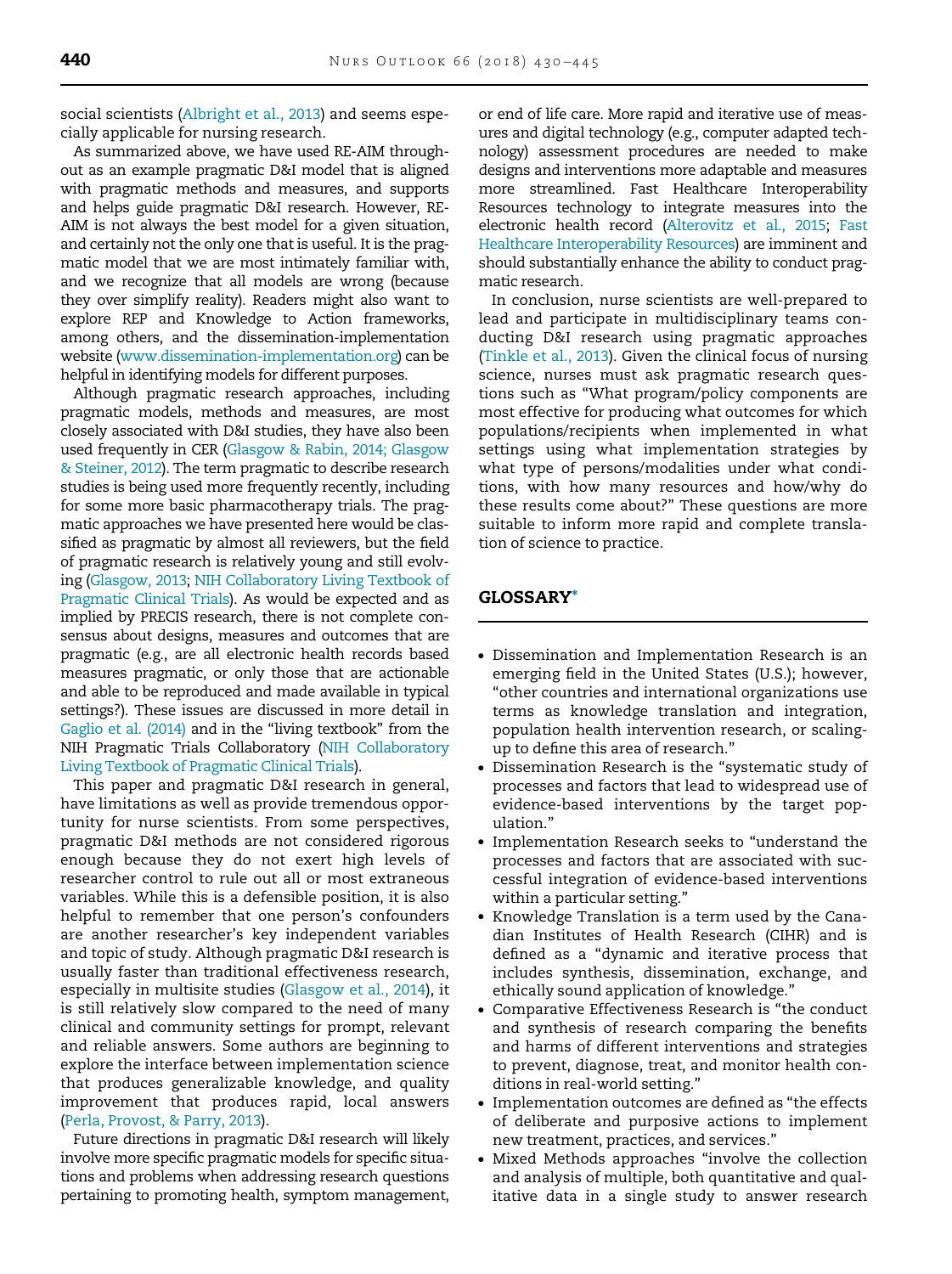social scientists (Albright et al., 2013) and seems especially applicable for nursing research.

As summarized above, we have used RE-AIM throughout as an example pragmatic D&I model that is aligned with pragmatic methods and measures, and supports and helps guide pragmatic D&I research. However, RE-AIM is not always the best model for a given situation, and certainly not the only one that is useful. It is the pragmatic model that we are most intimately familiar with, and we recognize that all models are wrong (because they over simplify reality). Readers might also want to explore REP and Knowledge to Action frameworks, among others, and the dissemination-implementation website (www.dissemination-implementation.org) can be helpful in identifying models for different purposes.

Although pragmatic research approaches, including pragmatic models, methods and measures, are most closely associated with D&I studies, they have also been used frequently in CER (Glasgow & Rabin, 2014; Glasgow & Steiner, 2012). The term pragmatic to describe research studies is being used more frequently recently, including for some more basic pharmacotherapy trials. The pragmatic approaches we have presented here would be classified as pragmatic by almost all reviewers, but the field of pragmatic research is relatively young and still evolving (Glasgow, 2013; NIH Collaboratory Living Textbook of Pragmatic Clinical Trials). As would be expected and as implied by PRECIS research, there is not complete consensus about designs, measures and outcomes that are pragmatic (e.g., are all electronic health records based measures pragmatic, or only those that are actionable and able to be reproduced and made available in typical settings?). These issues are discussed in more detail in Gaglio et al. (2014) and in the "living textbook" from the NIH Pragmatic Trials Collaboratory (NIH Collaboratory Living Textbook of Pragmatic Clinical Trials).

This paper and pragmatic D&I research in general, have limitations as well as provide tremendous opportunity for nurse scientists. From some perspectives, pragmatic D&I methods are not considered rigorous enough because they do not exert high levels of researcher control to rule out all or most extraneous variables. While this is a defensible position, it is also helpful to remember that one person's confounders are another researcher's key independent variables and topic of study. Although pragmatic D&I research is usually faster than traditional effectiveness research, especially in multisite studies (Glasgow et al., 2014), it is still relatively slow compared to the need of many clinical and community settings for prompt, relevant and reliable answers. Some authors are beginning to explore the interface between implementation science that produces generalizable knowledge, and quality improvement that produces rapid, local answers (Perla, Provost, & Parry, 2013).

Future directions in pragmatic D&I research will likely involve more specific pragmatic models for specific situations and problems when addressing research questions pertaining to promoting health, symptom management, or end of life care. More rapid and iterative use of measures and digital technology (e.g., computer adapted technology) assessment procedures are needed to make designs and interventions more adaptable and measures more streamlined. Fast Healthcare Interoperability Resources technology to integrate measures into the electronic health record (Alterovitz et al., 2015; Fast Healthcare Interoperability Resources) are imminent and should substantially enhance the ability to conduct pragmatic research.

In conclusion, nurse scientists are well-prepared to lead and participate in multidisciplinary teams conducting D&I research using pragmatic approaches (Tinkle et al., 2013). Given the clinical focus of nursing science, nurses must ask pragmatic research questions such as "What program/policy components are most effective for producing what outcomes for which populations/recipients when implemented in what settings using what implementation strategies by what type of persons/modalities under what conditions, with how many resources and how/why do these results come about?" These questions are more suitable to inform more rapid and complete translation of science to practice.

## GLOSSARY*

- Dissemination and Implementation Research is an emerging field in the United States (U.S.); however, "other countries and international organizations use terms as knowledge translation and integration, population health intervention research, or scaling-up to define this area of research."
- Dissemination Research is the "systematic study of processes and factors that lead to widespread use of evidence-based interventions by the target population."
- Implementation Research seeks to "understand the processes and factors that are associated with successful integration of evidence-based interventions within a particular setting."
- Knowledge Translation is a term used by the Canadian Institutes of Health Research (CIHR) and is defined as a "dynamic and iterative process that includes synthesis, dissemination, exchange, and ethically sound application of knowledge."
- Comparative Effectiveness Research is "the conduct and synthesis of research comparing the benefits and harms of different interventions and strategies to prevent, diagnose, treat, and monitor health conditions in real-world setting."
- Implementation outcomes are defined as "the effects of deliberate and purposive actions to implement new treatment, practices, and services."
- Mixed Methods approaches "involve the collection and analysis of multiple, both quantitative and qualitative data in a single study to answer research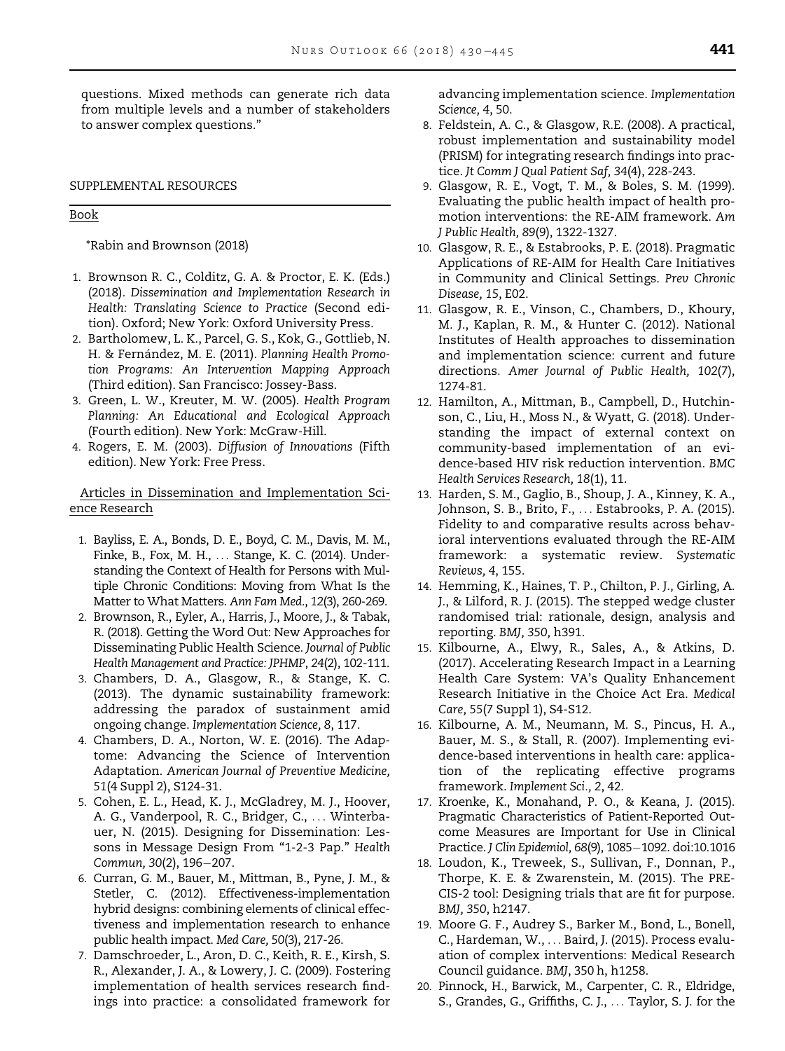questions. Mixed methods can generate rich data from multiple levels and a number of stakeholders to answer complex questions."

## SUPPLEMENTAL RESOURCES

### Book

*Rabin and Brownson (2018)

1. Brownson R. C., Colditz, G. A. & Proctor, E. K. (Eds.) (2018). *Dissemination and Implementation Research in Health: Translating Science to Practice* (Second edition). Oxford; New York: Oxford University Press.
2. Bartholomew, L. K., Parcel, G. S., Kok, G., Gottlieb, N. H. & Fernández, M. E. (2011). *Planning Health Promotion Programs: An Intervention Mapping Approach* (Third edition). San Francisco: Jossey-Bass.
3. Green, L. W., Kreuter, M. W. (2005). *Health Program Planning: An Educational and Ecological Approach* (Fourth edition). New York: McGraw-Hill.
4. Rogers, E. M. (2003). *Diffusion of Innovations* (Fifth edition). New York: Free Press.

### Articles in Dissemination and Implementation Science Research

1. Bayliss, E. A., Bonds, D. E., Boyd, C. M., Davis, M. M., Finke, B., Fox, M. H., ... Stange, K. C. (2014). Understanding the Context of Health for Persons with Multiple Chronic Conditions: Moving from What Is the Matter to What Matters. *Ann Fam Med., 12*(3), 260-269.
2. Brownson, R., Eyler, A., Harris, J., Moore, J., & Tabak, R. (2018). Getting the Word Out: New Approaches for Disseminating Public Health Science. *Journal of Public Health Management and Practice: JPHMP, 24*(2), 102-111.
3. Chambers, D. A., Glasgow, R., & Stange, K. C. (2013). The dynamic sustainability framework: addressing the paradox of sustainment amid ongoing change. *Implementation Science, 8*, 117.
4. Chambers, D. A., Norton, W. E. (2016). The Adaptome: Advancing the Science of Intervention Adaptation. *American Journal of Preventive Medicine,* 51(4 Suppl 2), S124-31.
5. Cohen, E. L., Head, K. J., McGladrey, M. J., Hoover, A. G., Vanderpool, R. C., Bridger, C., ... Winterbauer, N. (2015). Designing for Dissemination: Lessons in Message Design From "1-2-3 Pap." *Health Commun, 30*(2), 196−207.
6. Curran, G. M., Bauer, M., Mittman, B., Pyne, J. M., & Stetler, C. (2012). Effectiveness-implementation hybrid designs: combining elements of clinical effectiveness and implementation research to enhance public health impact. *Med Care,* 50(3), 217-26.
7. Damschroeder, L., Aron, D. C., Keith, R. E., Kirsh, S. R., Alexander, J. A., & Lowery, J. C. (2009). Fostering implementation of health services research findings into practice: a consolidated framework for advancing implementation science. *Implementation Science, 4*, 50.
8. Feldstein, A. C., & Glasgow, R.E. (2008). A practical, robust implementation and sustainability model (PRISM) for integrating research findings into practice. *Jt Comm J Qual Patient Saf, 34*(4), 228-243.
9. Glasgow, R. E., Vogt, T. M., & Boles, S. M. (1999). Evaluating the public health impact of health promotion interventions: the RE-AIM framework. *Am J Public Health, 89*(9), 1322-1327.
10. Glasgow, R. E., & Estabrooks, P. E. (2018). Pragmatic Applications of RE-AIM for Health Care Initiatives in Community and Clinical Settings. *Prev Chronic Disease, 15*, E02.
11. Glasgow, R. E., Vinson, C., Chambers, D., Khoury, M. J., Kaplan, R. M., & Hunter C. (2012). National Institutes of Health approaches to dissemination and implementation science: current and future directions. *Amer Journal of Public Health, 102*(7), 1274-81.
12. Hamilton, A., Mittman, B., Campbell, D., Hutchinson, C., Liu, H., Moss N., & Wyatt, G. (2018). Understanding the impact of external context on community-based implementation of an evidence-based HIV risk reduction intervention. *BMC Health Services Research, 18*(1), 11.
13. Harden, S. M., Gaglio, B., Shoup, J. A., Kinney, K. A., Johnson, S. B., Brito, F., ... Estabrooks, P. A. (2015). Fidelity to and comparative results across behavioral interventions evaluated through the RE-AIM framework: a systematic review. *Systematic Reviews, 4*, 155.
14. Hemming, K., Haines, T. P., Chilton, P. J., Girling, A. J., & Lilford, R. J. (2015). The stepped wedge cluster randomised trial: rationale, design, analysis and reporting. *BMJ, 350*, h391.
15. Kilbourne, A., Elwy, R., Sales, A., & Atkins, D. (2017). Accelerating Research Impact in a Learning Health Care System: VA's Quality Enhancement Research Initiative in the Choice Act Era. *Medical Care, 55*(7 Suppl 1), S4-S12.
16. Kilbourne, A. M., Neumann, M. S., Pincus, H. A., Bauer, M. S., & Stall, R. (2007). Implementing evidence-based interventions in health care: application of the replicating effective programs framework. *Implement Sci., 2*, 42.
17. Kroenke, K., Monahand, P. O., & Keana, J. (2015). Pragmatic Characteristics of Patient-Reported Outcome Measures are Important for Use in Clinical Practice. *J Clin Epidemiol, 68*(9), 1085−1092. doi:10.1016
18. Loudon, K., Treweek, S., Sullivan, F., Donnan, P., Thorpe, K. E. & Zwarenstein, M. (2015). The PRECIS-2 tool: Designing trials that are fit for purpose. *BMJ, 350*, h2147.
19. Moore G. F., Audrey S., Barker M., Bond, L., Bonell, C., Hardeman, W., ... Baird, J. (2015). Process evaluation of complex interventions: Medical Research Council guidance. *BMJ*, 350 h, h1258.
20. Pinnock, H., Barwick, M., Carpenter, C. R., Eldridge, S., Grandes, G., Griffiths, C. J., ... Taylor, S. J. for the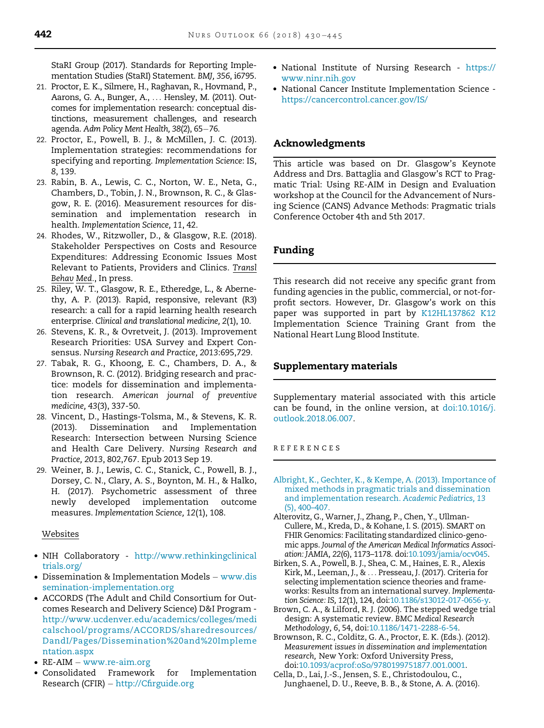StaRI Group (2017). Standards for Reporting Implementation Studies (StaRI) Statement. *BMJ, 356*, i6795.

21. Proctor, E. K., Silmere, H., Raghavan, R., Hovmand, P., Aarons, G. A., Bunger, A., ... Hensley, M. (2011). Outcomes for implementation research: conceptual distinctions, measurement challenges, and research agenda. *Adm Policy Ment Health, 38*(2), 65–76.
22. Proctor, E., Powell, B. J., & McMillen, J. C. (2013). Implementation strategies: recommendations for specifying and reporting. *Implementation Science*: IS, *8*, 139.
23. Rabin, B. A., Lewis, C. C., Norton, W. E., Neta, G., Chambers, D., Tobin, J. N., Brownson, R. C., & Glasgow, R. E. (2016). Measurement resources for dissemination and implementation research in health. *Implementation Science, 11*, 42.
24. Rhodes, W., Ritzwoller, D., & Glasgow, R.E. (2018). Stakeholder Perspectives on Costs and Resource Expenditures: Addressing Economic Issues Most Relevant to Patients, Providers and Clinics. *Transl Behav Med*., In press.
25. Riley, W. T., Glasgow, R. E., Etheredge, L., & Abernethy, A. P. (2013). Rapid, responsive, relevant (R3) research: a call for a rapid learning health research enterprise. *Clinical and translational medicine, 2*(1), 10.
26. Stevens, K. R., & Ovretveit, J. (2013). Improvement Research Priorities: USA Survey and Expert Consensus. *Nursing Research and Practice, 2013*:695,729.
27. Tabak, R. G., Khoong, E. C., Chambers, D. A., & Brownson, R. C. (2012). Bridging research and practice: models for dissemination and implementation research. *American journal of preventive medicine, 43*(3), 337-50.
28. Vincent, D., Hastings-Tolsma, M., & Stevens, K. R. (2013). Dissemination and Implementation Research: Intersection between Nursing Science and Health Care Delivery. *Nursing Research and Practice, 2013*, 802,767. Epub 2013 Sep 19.
29. Weiner, B. J., Lewis, C. C., Stanick, C., Powell, B. J., Dorsey, C. N., Clary, A. S., Boynton, M. H., & Halko, H. (2017). Psychometric assessment of three newly developed implementation outcome measures. *Implementation Science, 12*(1), 108.

Websites

- NIH Collaboratory - http://www.rethinkingclinicaltrials.org/
- Dissemination & Implementation Models – www.dissemination-implementation.org
- ACCORDS (The Adult and Child Consortium for Outcomes Research and Delivery Science) D&I Program - http://www.ucdenver.edu/academics/colleges/medicalschool/programs/ACCORDS/sharedresources/DandI/Pages/Dissemination%20and%20Implementation.aspx
- RE-AIM – www.re-aim.org
- Consolidated Framework for Implementation Research (CFIR) – http://Cfirguide.org
- National Institute of Nursing Research - https://www.ninr.nih.gov
- National Cancer Institute Implementation Science - https://cancercontrol.cancer.gov/IS/

## Acknowledgments

This article was based on Dr. Glasgow's Keynote Address and Drs. Battaglia and Glasgow's RCT to Pragmatic Trial: Using RE-AIM in Design and Evaluation workshop at the Council for the Advancement of Nursing Science (CANS) Advance Methods: Pragmatic trials Conference October 4th and 5th 2017.

## Funding

This research did not receive any specific grant from funding agencies in the public, commercial, or not-for-profit sectors. However, Dr. Glasgow's work on this paper was supported in part by K12HL137862 K12 Implementation Science Training Grant from the National Heart Lung Blood Institute.

## Supplementary materials

Supplementary material associated with this article can be found, in the online version, at doi:10.1016/j.outlook.2018.06.007.

## REFERENCES

Albright, K., Gechter, K., & Kempe, A. (2013). Importance of mixed methods in pragmatic trials and dissemination and implementation research. *Academic Pediatrics, 13* (5), 400–407.

Alterovitz, G., Warner, J., Zhang, P., Chen, Y., Ullman-Cullere, M., Kreda, D., & Kohane, I. S. (2015). SMART on FHIR Genomics: Facilitating standardized clinico-genomic apps. *Journal of the American Medical Informatics Association: JAMIA, 22*(6), 1173–1178. doi:10.1093/jamia/ocv045.

Birken, S. A., Powell, B. J., Shea, C. M., Haines, E. R., Alexis Kirk, M., Leeman, J., & ... Presseau, J. (2017). Criteria for selecting implementation science theories and frameworks: Results from an international survey. *Implementation Science: IS, 12*(1), 124, doi:10.1186/s13012-017-0656-y.

Brown, C. A., & Lilford, R. J. (2006). The stepped wedge trial design: A systematic review. *BMC Medical Research Methodology, 6*, 54, doi:10.1186/1471-2288-6-54.

Brownson, R. C., Colditz, G. A., Proctor, E. K. (Eds.). (2012). *Measurement issues in dissemination and implementation research,* New York: Oxford University Press, doi:10.1093/acprof:oSo/9780199751877.001.0001.

Cella, D., Lai, J.-S., Jensen, S. E., Christodoulou, C., Junghaenel, D. U., Reeve, B. B., & Stone, A. A. (2016).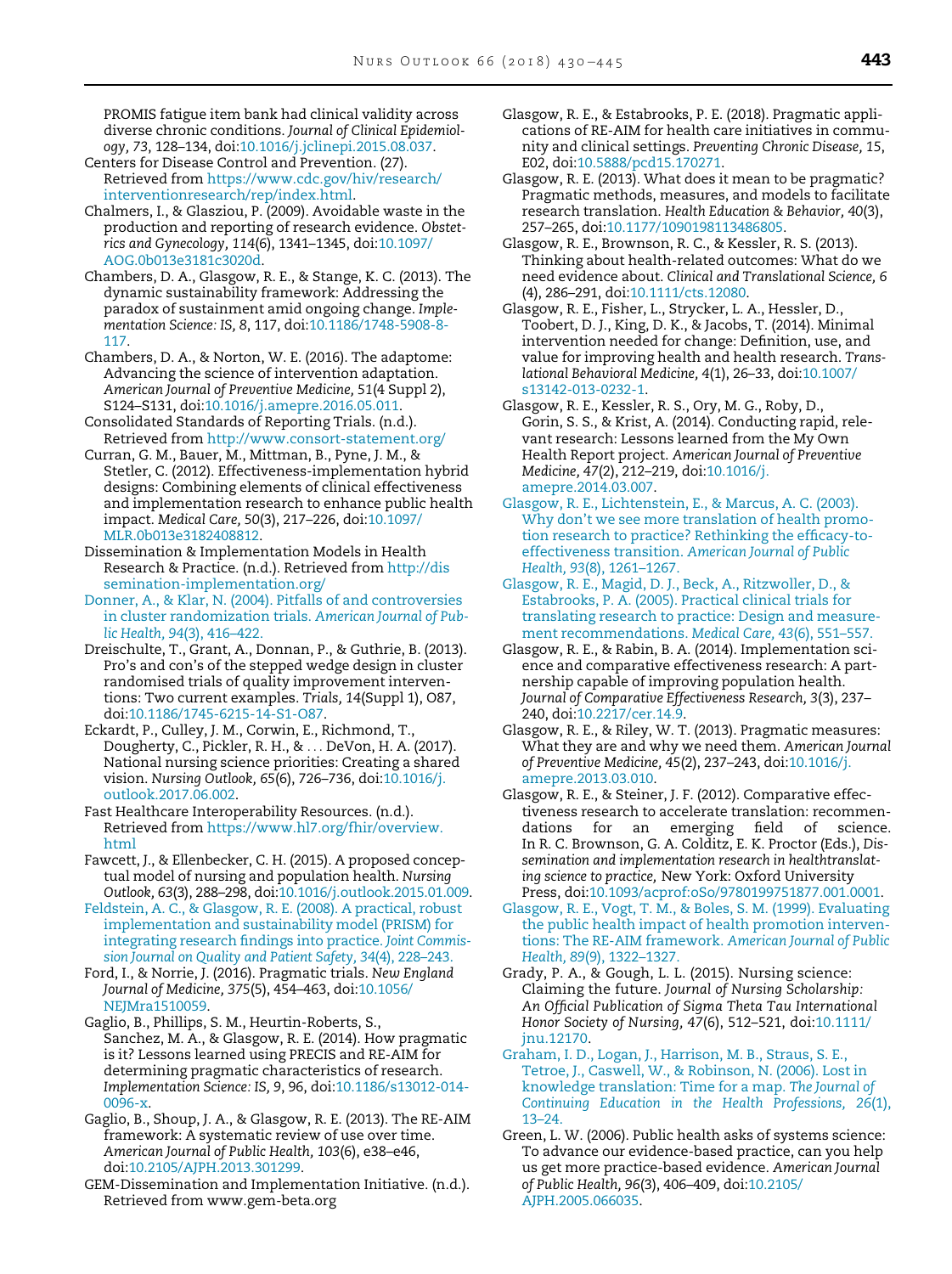PROMIS fatigue item bank had clinical validity across diverse chronic conditions. *Journal of Clinical Epidemiology, 73*, 128–134, doi:10.1016/j.jclinepi.2015.08.037.

Centers for Disease Control and Prevention. (27). Retrieved from https://www.cdc.gov/hiv/research/interventionresearch/rep/index.html.

Chalmers, I., & Glasziou, P. (2009). Avoidable waste in the production and reporting of research evidence. *Obstetrics and Gynecology, 114*(6), 1341–1345, doi:10.1097/AOG.0b013e3181c3020d.

Chambers, D. A., Glasgow, R. E., & Stange, K. C. (2013). The dynamic sustainability framework: Addressing the paradox of sustainment amid ongoing change. *Implementation Science: IS, 8*, 117, doi:10.1186/1748-5908-8-117.

Chambers, D. A., & Norton, W. E. (2016). The adaptome: Advancing the science of intervention adaptation. *American Journal of Preventive Medicine,* 51(4 Suppl 2), S124–S131, doi:10.1016/j.amepre.2016.05.011.

Consolidated Standards of Reporting Trials. (n.d.). Retrieved from http://www.consort-statement.org/

Curran, G. M., Bauer, M., Mittman, B., Pyne, J. M., & Stetler, C. (2012). Effectiveness-implementation hybrid designs: Combining elements of clinical effectiveness and implementation research to enhance public health impact. *Medical Care, 50*(3), 217–226, doi:10.1097/MLR.0b013e3182408812.

Dissemination & Implementation Models in Health Research & Practice. (n.d.). Retrieved from http://dissemination-implementation.org/

Donner, A., & Klar, N. (2004). Pitfalls of and controversies in cluster randomization trials. *American Journal of Public Health, 94*(3), 416–422.

Dreischulte, T., Grant, A., Donnan, P., & Guthrie, B. (2013). Pro's and con's of the stepped wedge design in cluster randomised trials of quality improvement interventions: Two current examples. *Trials,* 14(Suppl 1), O87, doi:10.1186/1745-6215-14-S1-O87.

Eckardt, P., Culley, J. M., Corwin, E., Richmond, T., Dougherty, C., Pickler, R. H., & . . . DeVon, H. A. (2017). National nursing science priorities: Creating a shared vision. *Nursing Outlook,* 65(6), 726–736, doi:10.1016/j.outlook.2017.06.002.

Fast Healthcare Interoperability Resources. (n.d.). Retrieved from https://www.hl7.org/fhir/overview.html

Fawcett, J., & Ellenbecker, C. H. (2015). A proposed conceptual model of nursing and population health. *Nursing Outlook, 63*(3), 288–298, doi:10.1016/j.outlook.2015.01.009.

Feldstein, A. C., & Glasgow, R. E. (2008). A practical, robust implementation and sustainability model (PRISM) for integrating research findings into practice. *Joint Commission Journal on Quality and Patient Safety*, 34(4), 228–243.

Ford, I., & Norrie, J. (2016). Pragmatic trials. *New England Journal of Medicine, 375*(5), 454–463, doi:10.1056/NEJMra1510059.

Gaglio, B., Phillips, S. M., Heurtin-Roberts, S., Sanchez, M. A., & Glasgow, R. E. (2014). How pragmatic is it? Lessons learned using PRECIS and RE-AIM for determining pragmatic characteristics of research. *Implementation Science: IS, 9*, 96, doi:10.1186/s13012-014-0096-x.

Gaglio, B., Shoup, J. A., & Glasgow, R. E. (2013). The RE-AIM framework: A systematic review of use over time. *American Journal of Public Health, 103*(6), e38–e46, doi:10.2105/AJPH.2013.301299.

GEM-Dissemination and Implementation Initiative. (n.d.). Retrieved from www.gem-beta.org

Glasgow, R. E., & Estabrooks, P. E. (2018). Pragmatic applications of RE-AIM for health care initiatives in community and clinical settings. *Preventing Chronic Disease,* 15, E02, doi:10.5888/pcd15.170271.

Glasgow, R. E. (2013). What does it mean to be pragmatic? Pragmatic methods, measures, and models to facilitate research translation. *Health Education & Behavior, 40*(3), 257–265, doi:10.1177/1090198113486805.

Glasgow, R. E., Brownson, R. C., & Kessler, R. S. (2013). Thinking about health-related outcomes: What do we need evidence about. *Clinical and Translational Science, 6* (4), 286–291, doi:10.1111/cts.12080.

Glasgow, R. E., Fisher, L., Strycker, L. A., Hessler, D., Toobert, D. J., King, D. K., & Jacobs, T. (2014). Minimal intervention needed for change: Definition, use, and value for improving health and health research. *Translational Behavioral Medicine, 4*(1), 26–33, doi:10.1007/s13142-013-0232-1.

Glasgow, R. E., Kessler, R. S., Ory, M. G., Roby, D., Gorin, S. S., & Krist, A. (2014). Conducting rapid, relevant research: Lessons learned from the My Own Health Report project. *American Journal of Preventive Medicine, 47*(2), 212–219, doi:10.1016/j.amepre.2014.03.007.

Glasgow, R. E., Lichtenstein, E., & Marcus, A. C. (2003). Why don't we see more translation of health promotion research to practice? Rethinking the efficacy-to-effectiveness transition. *American Journal of Public Health, 93*(8), 1261–1267.

Glasgow, R. E., Magid, D. J., Beck, A., Ritzwoller, D., & Estabrooks, P. A. (2005). Practical clinical trials for translating research to practice: Design and measurement recommendations. *Medical Care, 43*(6), 551–557.

Glasgow, R. E., & Rabin, B. A. (2014). Implementation science and comparative effectiveness research: A partnership capable of improving population health. *Journal of Comparative Effectiveness Research,* 3(3), 237–240, doi:10.2217/cer.14.9.

Glasgow, R. E., & Riley, W. T. (2013). Pragmatic measures: What they are and why we need them. *American Journal of Preventive Medicine,* 45(2), 237–243, doi:10.1016/j.amepre.2013.03.010.

Glasgow, R. E., & Steiner, J. F. (2012). Comparative effectiveness research to accelerate translation: recommendations for an emerging field of science. In R. C. Brownson, G. A. Colditz, E. K. Proctor (Eds.), *Dissemination and implementation research in healthtranslating science to practice,* New York: Oxford University Press, doi:10.1093/acprof:oSo/9780199751877.001.0001.

Glasgow, R. E., Vogt, T. M., & Boles, S. M. (1999). Evaluating the public health impact of health promotion interventions: The RE-AIM framework. *American Journal of Public Health, 89*(9), 1322–1327.

Grady, P. A., & Gough, L. L. (2015). Nursing science: Claiming the future. *Journal of Nursing Scholarship: An Official Publication of Sigma Theta Tau International Honor Society of Nursing,* 47(6), 512–521, doi:10.1111/jnu.12170.

Graham, I. D., Logan, J., Harrison, M. B., Straus, S. E., Tetroe, J., Caswell, W., & Robinson, N. (2006). Lost in knowledge translation: Time for a map. *The Journal of Continuing Education in the Health Professions, 26*(1), 13–24.

Green, L. W. (2006). Public health asks of systems science: To advance our evidence-based practice, can you help us get more practice-based evidence. *American Journal of Public Health, 96*(3), 406–409, doi:10.2105/AJPH.2005.066035.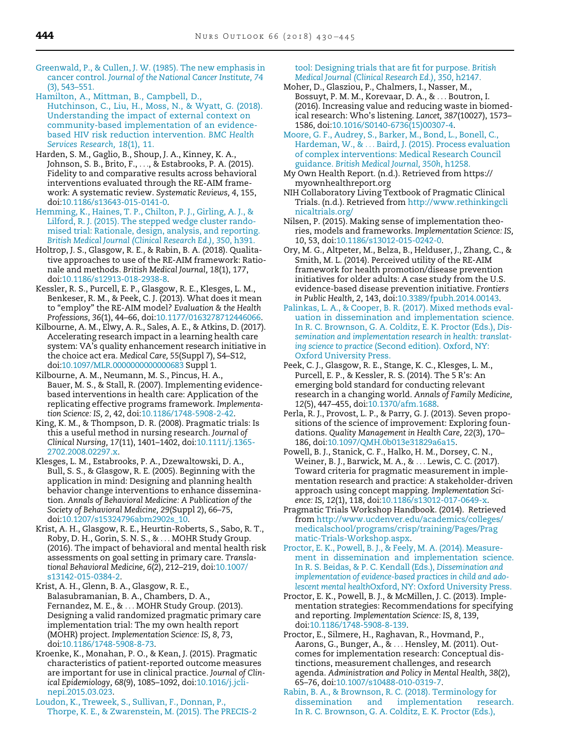Greenwald, P., & Cullen, J. W. (1985). The new emphasis in cancer control. *Journal of the National Cancer Institute, 74* (3), 543–551.

Hamilton, A., Mittman, B., Campbell, D., Hutchinson, C., Liu, H., Moss, N., & Wyatt, G. (2018). Understanding the impact of external context on community-based implementation of an evidence-based HIV risk reduction intervention. *BMC Health Services Research, 18*(1), 11.

Harden, S. M., Gaglio, B., Shoup, J. A., Kinney, K. A., Johnson, S. B., Brito, F., . . ., & Estabrooks, P. A. (2015). Fidelity to and comparative results across behavioral interventions evaluated through the RE-AIM framework: A systematic review. *Systematic Reviews, 4*, 155, doi:10.1186/s13643-015-0141-0.

Hemming, K., Haines, T. P., Chilton, P. J., Girling, A. J., & Lilford, R. J. (2015). The stepped wedge cluster randomised trial: Rationale, design, analysis, and reporting. *British Medical Journal (Clinical Research Ed.), 350*, h391.

Holtrop, J. S., Glasgow, R. E., & Rabin, B. A. (2018). Qualitative approaches to use of the RE-AIM framework: Rationale and methods. *British Medical Journal, 18*(1), 177, doi:10.1186/s12913-018-2938-8.

Kessler, R. S., Purcell, E. P., Glasgow, R. E., Klesges, L. M., Benkeser, R. M., & Peek, C. J. (2013). What does it mean to "employ" the RE-AIM model? *Evaluation & the Health Professions, 36*(1), 44–66, doi:10.1177/0163278712446066.

Kilbourne, A. M., Elwy, A. R., Sales, A. E., & Atkins, D. (2017). Accelerating research impact in a learning health care system: VA's quality enhancement research initiative in the choice act era. *Medical Care,* 55(Suppl 7), S4–S12, doi:10.1097/MLR.0000000000000683 Suppl 1.

Kilbourne, A. M., Neumann, M. S., Pincus, H. A., Bauer, M. S., & Stall, R. (2007). Implementing evidence-based interventions in health care: Application of the replicating effective programs framework. *Implementation Science: IS, 2*, 42, doi:10.1186/1748-5908-2-42.

King, K. M., & Thompson, D. R. (2008). Pragmatic trials: Is this a useful method in nursing research. *Journal of Clinical Nursing, 17*(11), 1401–1402, doi:10.1111/j.1365-2702.2008.02297.x.

Klesges, L. M., Estabrooks, P. A., Dzewaltowski, D. A., Bull, S. S., & Glasgow, R. E. (2005). Beginning with the application in mind: Designing and planning health behavior change interventions to enhance dissemination. *Annals of Behavioral Medicine: A Publication of the Society of Behavioral Medicine, 29*(Suppl 2), 66–75, doi:10.1207/s15324796abm2902s_10.

Krist, A. H., Glasgow, R. E., Heurtin-Roberts, S., Sabo, R. T., Roby, D. H., Gorin, S. N. S., & . . . MOHR Study Group. (2016). The impact of behavioral and mental health risk assessments on goal setting in primary care. *Translational Behavioral Medicine, 6*(2), 212–219, doi:10.1007/s13142-015-0384-2.

Krist, A. H., Glenn, B. A., Glasgow, R. E., Balasubramanian, B. A., Chambers, D. A., Fernandez, M. E., & . . . MOHR Study Group. (2013). Designing a valid randomized pragmatic primary care implementation trial: The my own health report (MOHR) project. *Implementation Science: IS, 8*, 73, doi:10.1186/1748-5908-8-73.

Kroenke, K., Monahan, P. O., & Kean, J. (2015). Pragmatic characteristics of patient-reported outcome measures are important for use in clinical practice. *Journal of Clinical Epidemiology, 68*(9), 1085–1092, doi:10.1016/j.jclinepi.2015.03.023.

Loudon, K., Treweek, S., Sullivan, F., Donnan, P., Thorpe, K. E., & Zwarenstein, M. (2015). The PRECIS-2 tool: Designing trials that are fit for purpose. *British Medical Journal (Clinical Research Ed.), 350*, h2147.

Moher, D., Glasziou, P., Chalmers, I., Nasser, M., Bossuyt, P. M. M., Korevaar, D. A., & . . . Boutron, I. (2016). Increasing value and reducing waste in biomedical research: Who's listening. *Lancet, 387*(10027), 1573–1586, doi:10.1016/S0140-6736(15)00307-4.

Moore, G. F., Audrey, S., Barker, M., Bond, L., Bonell, C., Hardeman, W., & . . . Baird, J. (2015). Process evaluation of complex interventions: Medical Research Council guidance. *British Medical Journal, 350h*, h1258.

My Own Health Report. (n.d.). Retrieved from https://myownhealthreport.org

NIH Collaboratory Living Textbook of Pragmatic Clinical Trials. (n.d.). Retrieved from http://www.rethinkingclinicaltrials.org/

Nilsen, P. (2015). Making sense of implementation theories, models and frameworks. *Implementation Science: IS, 10*, 53, doi:10.1186/s13012-015-0242-0.

Ory, M. G., Altpeter, M., Belza, B., Helduser, J., Zhang, C., & Smith, M. L. (2014). Perceived utility of the RE-AIM framework for health promotion/disease prevention initiatives for older adults: A case study from the U.S. evidence-based disease prevention initiative. *Frontiers in Public Health, 2*, 143, doi:10.3389/fpubh.2014.00143.

Palinkas, L. A., & Cooper, B. R. (2017). Mixed methods evaluation in dissemination and implementation science. In R. C. Brownson, G. A. Colditz, E. K. Proctor (Eds.), *Dissemination and implementation research in health: translating science to practice* (Second edition). Oxford, NY: Oxford University Press.

Peek, C. J., Glasgow, R. E., Stange, K. C., Klesges, L. M., Purcell, E. P., & Kessler, R. S. (2014). The 5 R's: An emerging bold standard for conducting relevant research in a changing world. *Annals of Family Medicine, 12*(5), 447–455, doi:10.1370/afm.1688.

Perla, R. J., Provost, L. P., & Parry, G. J. (2013). Seven propositions of the science of improvement: Exploring foundations. *Quality Management in Health Care, 22*(3), 170–186, doi:10.1097/QMH.0b013e31829a6a15.

Powell, B. J., Stanick, C. F., Halko, H. M., Dorsey, C. N., Weiner, B. J., Barwick, M. A., & . . . Lewis, C. C. (2017). Toward criteria for pragmatic measurement in implementation research and practice: A stakeholder-driven approach using concept mapping. *Implementation Science: IS, 12*(1), 118, doi:10.1186/s13012-017-0649-x.

Pragmatic Trials Workshop Handbook. (2014). Retrieved from http://www.ucdenver.edu/academics/colleges/medicalschool/programs/crisp/training/Pages/Pragmatic-Trials-Workshop.aspx.

Proctor, E. K., Powell, B. J., & Feely, M. A. (2014). Measurement in dissemination and implementation science. In R. S. Beidas, & P. C. Kendall (Eds.), *Dissemination and implementation of evidence-based practices in child and adolescent mental health*Oxford, NY: Oxford University Press.

Proctor, E. K., Powell, B. J., & McMillen, J. C. (2013). Implementation strategies: Recommendations for specifying and reporting. *Implementation Science: IS, 8*, 139, doi:10.1186/1748-5908-8-139.

Proctor, E., Silmere, H., Raghavan, R., Hovmand, P., Aarons, G., Bunger, A., & . . . Hensley, M. (2011). Outcomes for implementation research: Conceptual distinctions, measurement challenges, and research agenda. *Administration and Policy in Mental Health, 38*(2), 65–76, doi:10.1007/s10488-010-0319-7.

Rabin, B. A., & Brownson, R. C. (2018). Terminology for dissemination and implementation research. In R. C. Brownson, G. A. Colditz, E. K. Proctor (Eds.),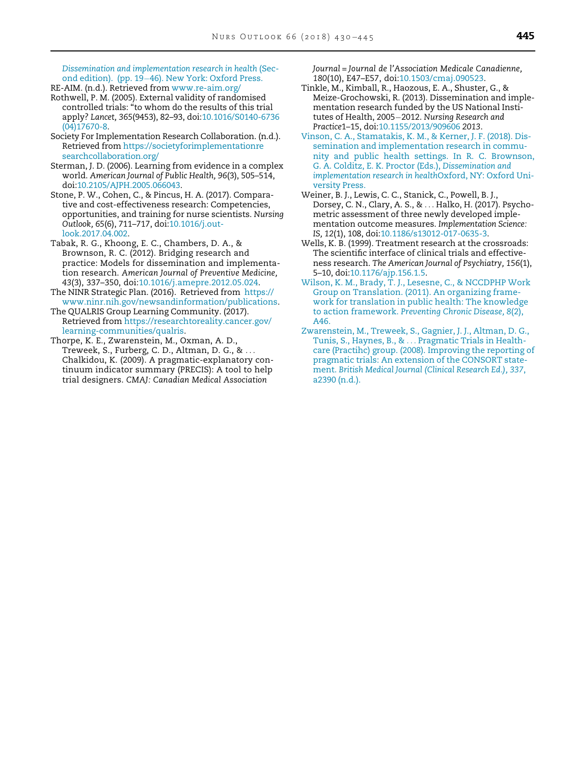*Dissemination and implementation research in health* (Second edition). (pp. 19−46). New York: Oxford Press.

RE-AIM. (n.d.). Retrieved from www.re-aim.org/

Rothwell, P. M. (2005). External validity of randomised controlled trials: "to whom do the results of this trial apply? *Lancet, 365*(9453), 82–93, doi:10.1016/S0140-6736(04)17670-8.

Society For Implementation Research Collaboration. (n.d.). Retrieved from https://societyforimplementationresearchcollaboration.org/

Sterman, J. D. (2006). Learning from evidence in a complex world. *American Journal of Public Health, 96*(3), 505–514, doi:10.2105/AJPH.2005.066043.

Stone, P. W., Cohen, C., & Pincus, H. A. (2017). Comparative and cost-effectiveness research: Competencies, opportunities, and training for nurse scientists. *Nursing Outlook, 65*(6), 711–717, doi:10.1016/j.outlook.2017.04.002.

Tabak, R. G., Khoong, E. C., Chambers, D. A., & Brownson, R. C. (2012). Bridging research and practice: Models for dissemination and implementation research. *American Journal of Preventive Medicine, 43*(3), 337–350, doi:10.1016/j.amepre.2012.05.024.

The NINR Strategic Plan. (2016). Retrieved from https://www.ninr.nih.gov/newsandinformation/publications.

The QUALRIS Group Learning Community. (2017). Retrieved from https://researchtoreality.cancer.gov/learning-communities/qualris.

Thorpe, K. E., Zwarenstein, M., Oxman, A. D., Treweek, S., Furberg, C. D., Altman, D. G., & ... Chalkidou, K. (2009). A pragmatic-explanatory continuum indicator summary (PRECIS): A tool to help trial designers. *CMAJ: Canadian Medical Association Journal = Journal de l'Association Medicale Canadienne,* 180(10), E47–E57, doi:10.1503/cmaj.090523.

Tinkle, M., Kimball, R., Haozous, E. A., Shuster, G., & Meize-Grochowski, R. (2013). Dissemination and implementation research funded by the US National Institutes of Health, 2005−2012. *Nursing Research and Practice*1–15, doi:10.1155/2013/909606 *2013*.

Vinson, C. A., Stamatakis, K. M., & Kerner, J. F. (2018). Dissemination and implementation research in community and public health settings. In R. C. Brownson, G. A. Colditz, E. K. Proctor (Eds.), *Dissemination and implementation research in health*Oxford, NY: Oxford University Press.

Weiner, B. J., Lewis, C. C., Stanick, C., Powell, B. J., Dorsey, C. N., Clary, A. S., & ... Halko, H. (2017). Psychometric assessment of three newly developed implementation outcome measures. *Implementation Science: IS, 12*(1), 108, doi:10.1186/s13012-017-0635-3.

Wells, K. B. (1999). Treatment research at the crossroads: The scientific interface of clinical trials and effectiveness research. *The American Journal of Psychiatry, 156*(1), 5–10, doi:10.1176/ajp.156.1.5.

Wilson, K. M., Brady, T. J., Lesesne, C., & NCCDPHP Work Group on Translation. (2011). An organizing framework for translation in public health: The knowledge to action framework. *Preventing Chronic Disease, 8*(2), A46.

Zwarenstein, M., Treweek, S., Gagnier, J. J., Altman, D. G., Tunis, S., Haynes, B., & ... Pragmatic Trials in Healthcare (Practihc) group. (2008). Improving the reporting of pragmatic trials: An extension of the CONSORT statement. *British Medical Journal (Clinical Research Ed.), 337*, a2390 (n.d.).